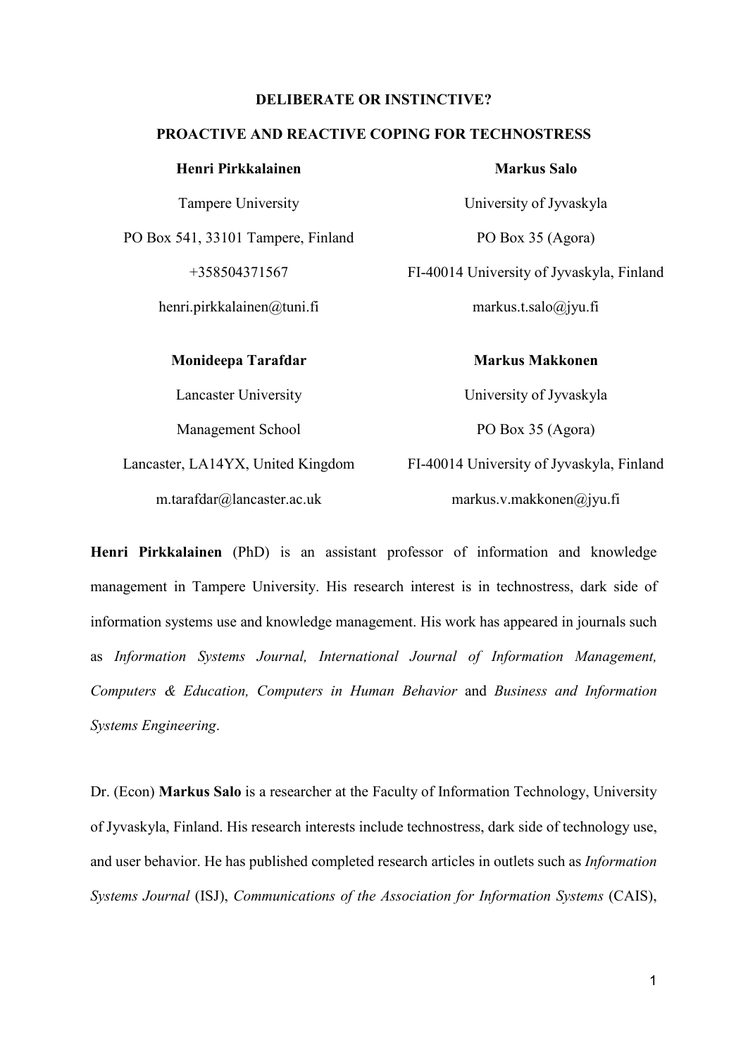# DELIBERATE OR INSTINCTIVE?

## PROACTIVE AND REACTIVE COPING FOR TECHNOSTRESS

**Henri Pirkkalainen**

Tampere University

PO Box 541, 33101 Tampere, Finland

+358504371567

henri.pirkkalainen@tuni.fi

**Markus Salo**

University of Jyvaskyla

PO Box 35 (Agora)

FI-40014 University of Jyvaskyla, Finland

markus.t.salo@jyu.fi

**Monideepa Tarafdar**

Lancaster University

Management School

Lancaster, LA14YX, United Kingdom

m.tarafdar@lancaster.ac.uk

**Markus Makkonen**

University of Jyvaskyla

PO Box 35 (Agora)

FI-40014 University of Jyvaskyla, Finland

markus.v.makkonen@jyu.fi

**Henri Pirkkalainen** (PhD) is an assistant professor of information and knowledge management in Tampere University. His research interest is in technostress, dark side of information systems use and knowledge management. His work has appeared in journals such as *Information Systems Journal, International Journal of Information Management, Computers & Education, Computers in Human Behavior* and *Business and Information Systems Engineering*.

Dr. (Econ) **Markus Salo** is a researcher at the Faculty of Information Technology, University of Jyvaskyla, Finland. His research interests include technostress, dark side of technology use, and user behavior. He has published completed research articles in outlets such as *Information Systems Journal* (ISJ), *Communications of the Association for Information Systems* (CAIS),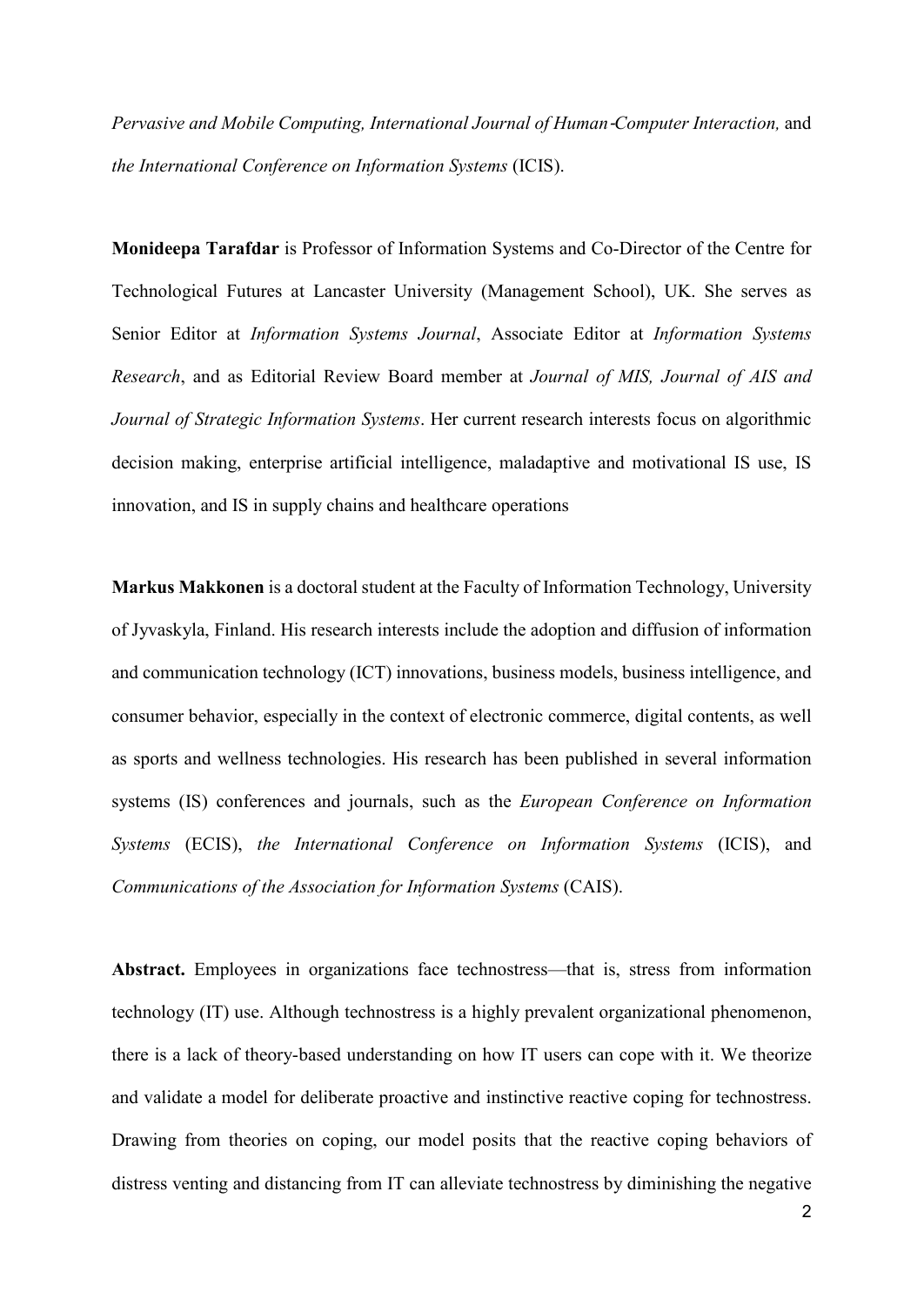*Pervasive and Mobile Computing, International Journal of Human-Computer Interaction,* and *the International Conference on Information Systems* (ICIS).

**Monideepa Tarafdar** is Professor of Information Systems and Co-Director of the Centre for Technological Futures at Lancaster University (Management School), UK. She serves as Senior Editor at *Information Systems Journal*, Associate Editor at *Information Systems Research*, and as Editorial Review Board member at *Journal of MIS, Journal of AIS and Journal of Strategic Information Systems*. Her current research interests focus on algorithmic decision making, enterprise artificial intelligence, maladaptive and motivational IS use, IS innovation, and IS in supply chains and healthcare operations

**Markus Makkonen** is a doctoral student at the Faculty of Information Technology, University of Jyvaskyla, Finland. His research interests include the adoption and diffusion of information and communication technology (ICT) innovations, business models, business intelligence, and consumer behavior, especially in the context of electronic commerce, digital contents, as well as sports and wellness technologies. His research has been published in several information systems (IS) conferences and journals, such as the *European Conference on Information Systems* (ECIS), *the International Conference on Information Systems* (ICIS), and *Communications of the Association for Information Systems* (CAIS).

**Abstract.** Employees in organizations face technostress—that is, stress from information technology (IT) use. Although technostress is a highly prevalent organizational phenomenon, there is a lack of theory-based understanding on how IT users can cope with it. We theorize and validate a model for deliberate proactive and instinctive reactive coping for technostress. Drawing from theories on coping, our model posits that the reactive coping behaviors of distress venting and distancing from IT can alleviate technostress by diminishing the negative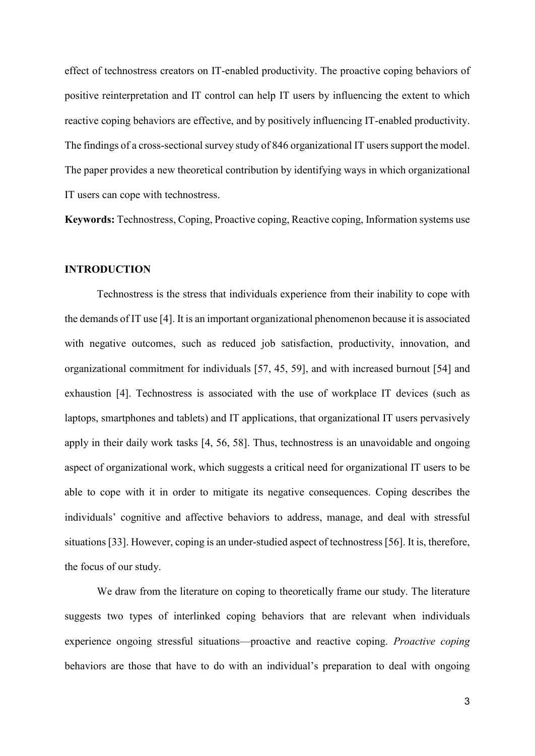effect of technostress creators on IT-enabled productivity. The proactive coping behaviors of positive reinterpretation and IT control can help IT users by influencing the extent to which reactive coping behaviors are effective, and by positively influencing IT-enabled productivity. The findings of a cross-sectional survey study of 846 organizational IT users support the model. The paper provides a new theoretical contribution by identifying ways in which organizational IT users can cope with technostress.

**Keywords:** Technostress, Coping, Proactive coping, Reactive coping, Information systems use

## INTRODUCTION

Technostress is the stress that individuals experience from their inability to cope with the demands of IT use [4]. It is an important organizational phenomenon because it is associated with negative outcomes, such as reduced job satisfaction, productivity, innovation, and organizational commitment for individuals [57, 45, 59], and with increased burnout [54] and exhaustion [4]. Technostress is associated with the use of workplace IT devices (such as laptops, smartphones and tablets) and IT applications, that organizational IT users pervasively apply in their daily work tasks [4, 56, 58]. Thus, technostress is an unavoidable and ongoing aspect of organizational work, which suggests a critical need for organizational IT users to be able to cope with it in order to mitigate its negative consequences. Coping describes the individuals' cognitive and affective behaviors to address, manage, and deal with stressful situations [33]. However, coping is an under-studied aspect of technostress [56]. It is, therefore, the focus of our study.

We draw from the literature on coping to theoretically frame our study. The literature suggests two types of interlinked coping behaviors that are relevant when individuals experience ongoing stressful situations—proactive and reactive coping. *Proactive coping* behaviors are those that have to do with an individual's preparation to deal with ongoing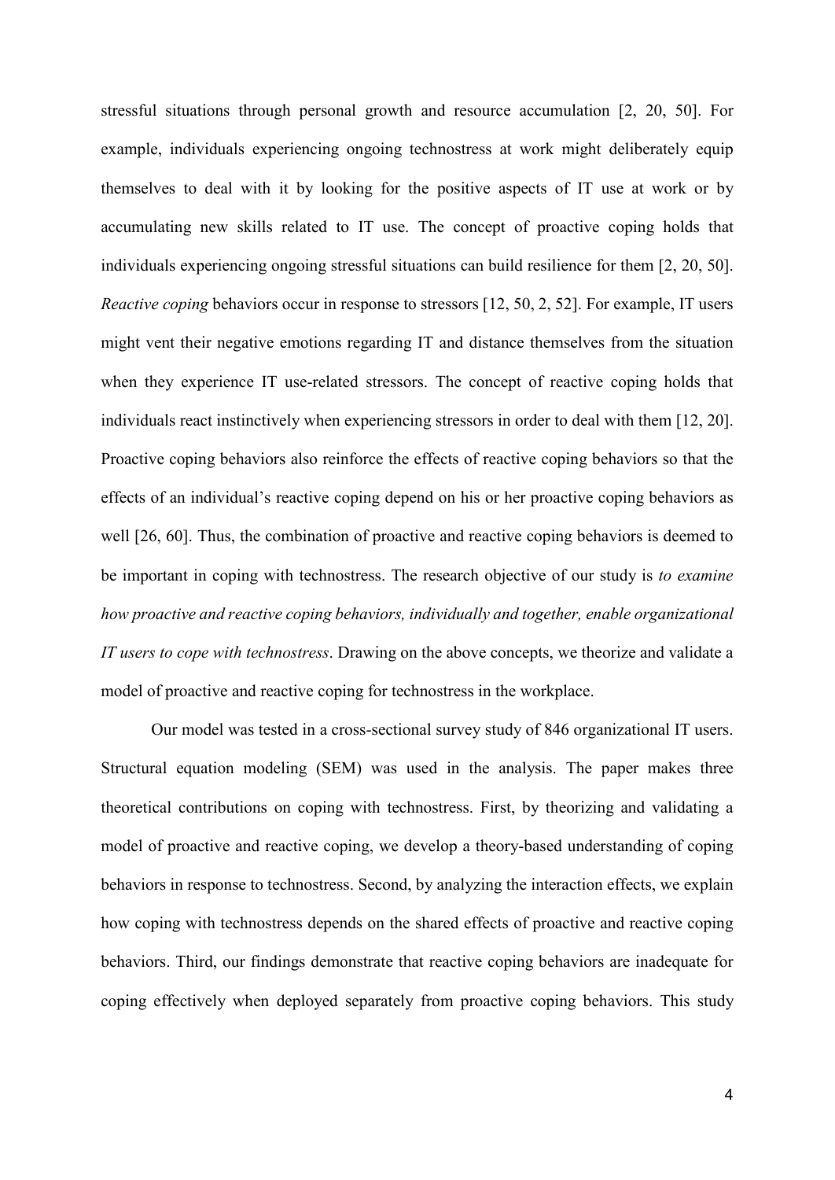stressful situations through personal growth and resource accumulation [2, 20, 50]. For example, individuals experiencing ongoing technostress at work might deliberately equip themselves to deal with it by looking for the positive aspects of IT use at work or by accumulating new skills related to IT use. The concept of proactive coping holds that individuals experiencing ongoing stressful situations can build resilience for them [2, 20, 50]. *Reactive coping* behaviors occur in response to stressors [12, 50, 2, 52]. For example, IT users might vent their negative emotions regarding IT and distance themselves from the situation when they experience IT use-related stressors. The concept of reactive coping holds that individuals react instinctively when experiencing stressors in order to deal with them [12, 20]. Proactive coping behaviors also reinforce the effects of reactive coping behaviors so that the effects of an individual's reactive coping depend on his or her proactive coping behaviors as well [26, 60]. Thus, the combination of proactive and reactive coping behaviors is deemed to be important in coping with technostress. The research objective of our study is *to examine how proactive and reactive coping behaviors, individually and together, enable organizational IT users to cope with technostress*. Drawing on the above concepts, we theorize and validate a model of proactive and reactive coping for technostress in the workplace.

Our model was tested in a cross-sectional survey study of 846 organizational IT users. Structural equation modeling (SEM) was used in the analysis. The paper makes three theoretical contributions on coping with technostress. First, by theorizing and validating a model of proactive and reactive coping, we develop a theory-based understanding of coping behaviors in response to technostress. Second, by analyzing the interaction effects, we explain how coping with technostress depends on the shared effects of proactive and reactive coping behaviors. Third, our findings demonstrate that reactive coping behaviors are inadequate for coping effectively when deployed separately from proactive coping behaviors. This study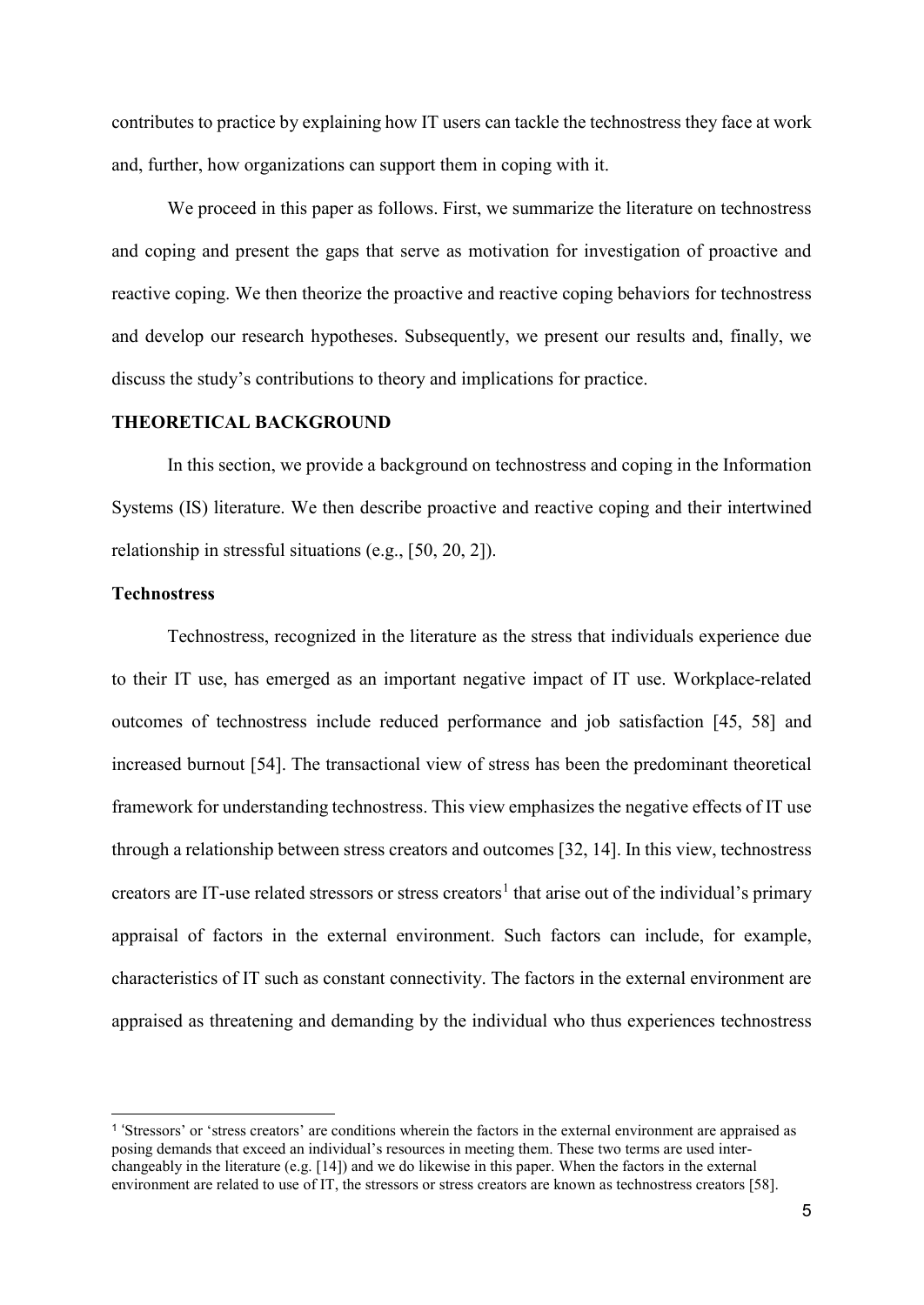contributes to practice by explaining how IT users can tackle the technostress they face at work and, further, how organizations can support them in coping with it.

We proceed in this paper as follows. First, we summarize the literature on technostress and coping and present the gaps that serve as motivation for investigation of proactive and reactive coping. We then theorize the proactive and reactive coping behaviors for technostress and develop our research hypotheses. Subsequently, we present our results and, finally, we discuss the study's contributions to theory and implications for practice.

## THEORETICAL BACKGROUND

In this section, we provide a background on technostress and coping in the Information Systems (IS) literature. We then describe proactive and reactive coping and their intertwined relationship in stressful situations (e.g., [50, 20, 2]).

### Technostress

Technostress, recognized in the literature as the stress that individuals experience due to their IT use, has emerged as an important negative impact of IT use. Workplace-related outcomes of technostress include reduced performance and job satisfaction [45, 58] and increased burnout [54]. The transactional view of stress has been the predominant theoretical framework for understanding technostress. This view emphasizes the negative effects of IT use through a relationship between stress creators and outcomes [32, 14]. In this view, technostress creators are IT-use related stressors or stress creators[1] that arise out of the individual's primary appraisal of factors in the external environment. Such factors can include, for example, characteristics of IT such as constant connectivity. The factors in the external environment are appraised as threatening and demanding by the individual who thus experiences technostress

[1] 'Stressors' or 'stress creators' are conditions wherein the factors in the external environment are appraised as posing demands that exceed an individual's resources in meeting them. These two terms are used interchangeably in the literature (e.g. [14]) and we do likewise in this paper. When the factors in the external environment are related to use of IT, the stressors or stress creators are known as technostress creators [58].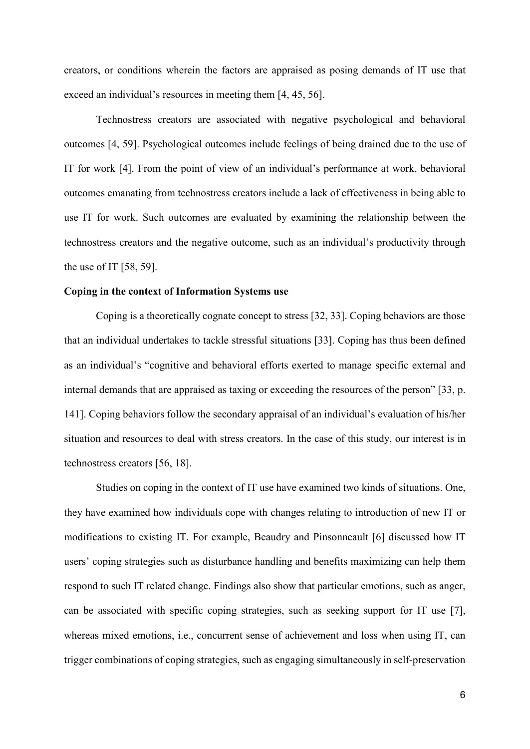creators, or conditions wherein the factors are appraised as posing demands of IT use that exceed an individual's resources in meeting them [4, 45, 56].

Technostress creators are associated with negative psychological and behavioral outcomes [4, 59]. Psychological outcomes include feelings of being drained due to the use of IT for work [4]. From the point of view of an individual's performance at work, behavioral outcomes emanating from technostress creators include a lack of effectiveness in being able to use IT for work. Such outcomes are evaluated by examining the relationship between the technostress creators and the negative outcome, such as an individual's productivity through the use of IT [58, 59].

**Coping in the context of Information Systems use**

Coping is a theoretically cognate concept to stress [32, 33]. Coping behaviors are those that an individual undertakes to tackle stressful situations [33]. Coping has thus been defined as an individual's "cognitive and behavioral efforts exerted to manage specific external and internal demands that are appraised as taxing or exceeding the resources of the person" [33, p. 141]. Coping behaviors follow the secondary appraisal of an individual's evaluation of his/her situation and resources to deal with stress creators. In the case of this study, our interest is in technostress creators [56, 18].

Studies on coping in the context of IT use have examined two kinds of situations. One, they have examined how individuals cope with changes relating to introduction of new IT or modifications to existing IT. For example, Beaudry and Pinsonneault [6] discussed how IT users' coping strategies such as disturbance handling and benefits maximizing can help them respond to such IT related change. Findings also show that particular emotions, such as anger, can be associated with specific coping strategies, such as seeking support for IT use [7], whereas mixed emotions, i.e., concurrent sense of achievement and loss when using IT, can trigger combinations of coping strategies, such as engaging simultaneously in self-preservation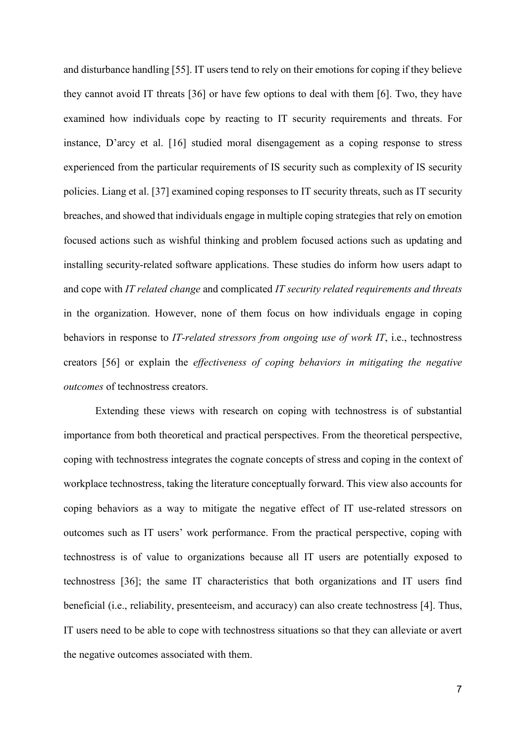and disturbance handling [55]. IT users tend to rely on their emotions for coping if they believe they cannot avoid IT threats [36] or have few options to deal with them [6]. Two, they have examined how individuals cope by reacting to IT security requirements and threats. For instance, D'arcy et al. [16] studied moral disengagement as a coping response to stress experienced from the particular requirements of IS security such as complexity of IS security policies. Liang et al. [37] examined coping responses to IT security threats, such as IT security breaches, and showed that individuals engage in multiple coping strategies that rely on emotion focused actions such as wishful thinking and problem focused actions such as updating and installing security-related software applications. These studies do inform how users adapt to and cope with *IT related change* and complicated *IT security related requirements and threats* in the organization. However, none of them focus on how individuals engage in coping behaviors in response to *IT-related stressors from ongoing use of work IT*, i.e., technostress creators [56] or explain the *effectiveness of coping behaviors in mitigating the negative outcomes* of technostress creators.

Extending these views with research on coping with technostress is of substantial importance from both theoretical and practical perspectives. From the theoretical perspective, coping with technostress integrates the cognate concepts of stress and coping in the context of workplace technostress, taking the literature conceptually forward. This view also accounts for coping behaviors as a way to mitigate the negative effect of IT use-related stressors on outcomes such as IT users' work performance. From the practical perspective, coping with technostress is of value to organizations because all IT users are potentially exposed to technostress [36]; the same IT characteristics that both organizations and IT users find beneficial (i.e., reliability, presenteeism, and accuracy) can also create technostress [4]. Thus, IT users need to be able to cope with technostress situations so that they can alleviate or avert the negative outcomes associated with them.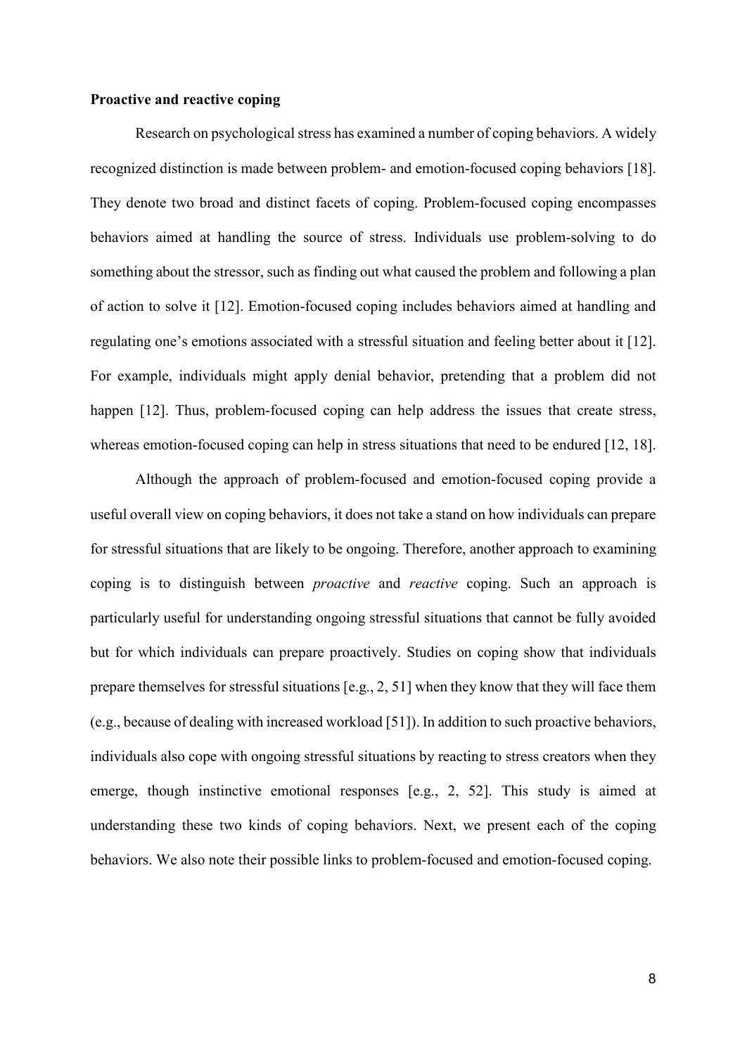**Proactive and reactive coping**

Research on psychological stress has examined a number of coping behaviors. A widely recognized distinction is made between problem- and emotion-focused coping behaviors [18]. They denote two broad and distinct facets of coping. Problem-focused coping encompasses behaviors aimed at handling the source of stress. Individuals use problem-solving to do something about the stressor, such as finding out what caused the problem and following a plan of action to solve it [12]. Emotion-focused coping includes behaviors aimed at handling and regulating one's emotions associated with a stressful situation and feeling better about it [12]. For example, individuals might apply denial behavior, pretending that a problem did not happen [12]. Thus, problem-focused coping can help address the issues that create stress, whereas emotion-focused coping can help in stress situations that need to be endured [12, 18].

Although the approach of problem-focused and emotion-focused coping provide a useful overall view on coping behaviors, it does not take a stand on how individuals can prepare for stressful situations that are likely to be ongoing. Therefore, another approach to examining coping is to distinguish between *proactive* and *reactive* coping. Such an approach is particularly useful for understanding ongoing stressful situations that cannot be fully avoided but for which individuals can prepare proactively. Studies on coping show that individuals prepare themselves for stressful situations [e.g., 2, 51] when they know that they will face them (e.g., because of dealing with increased workload [51]). In addition to such proactive behaviors, individuals also cope with ongoing stressful situations by reacting to stress creators when they emerge, though instinctive emotional responses [e.g., 2, 52]. This study is aimed at understanding these two kinds of coping behaviors. Next, we present each of the coping behaviors. We also note their possible links to problem-focused and emotion-focused coping.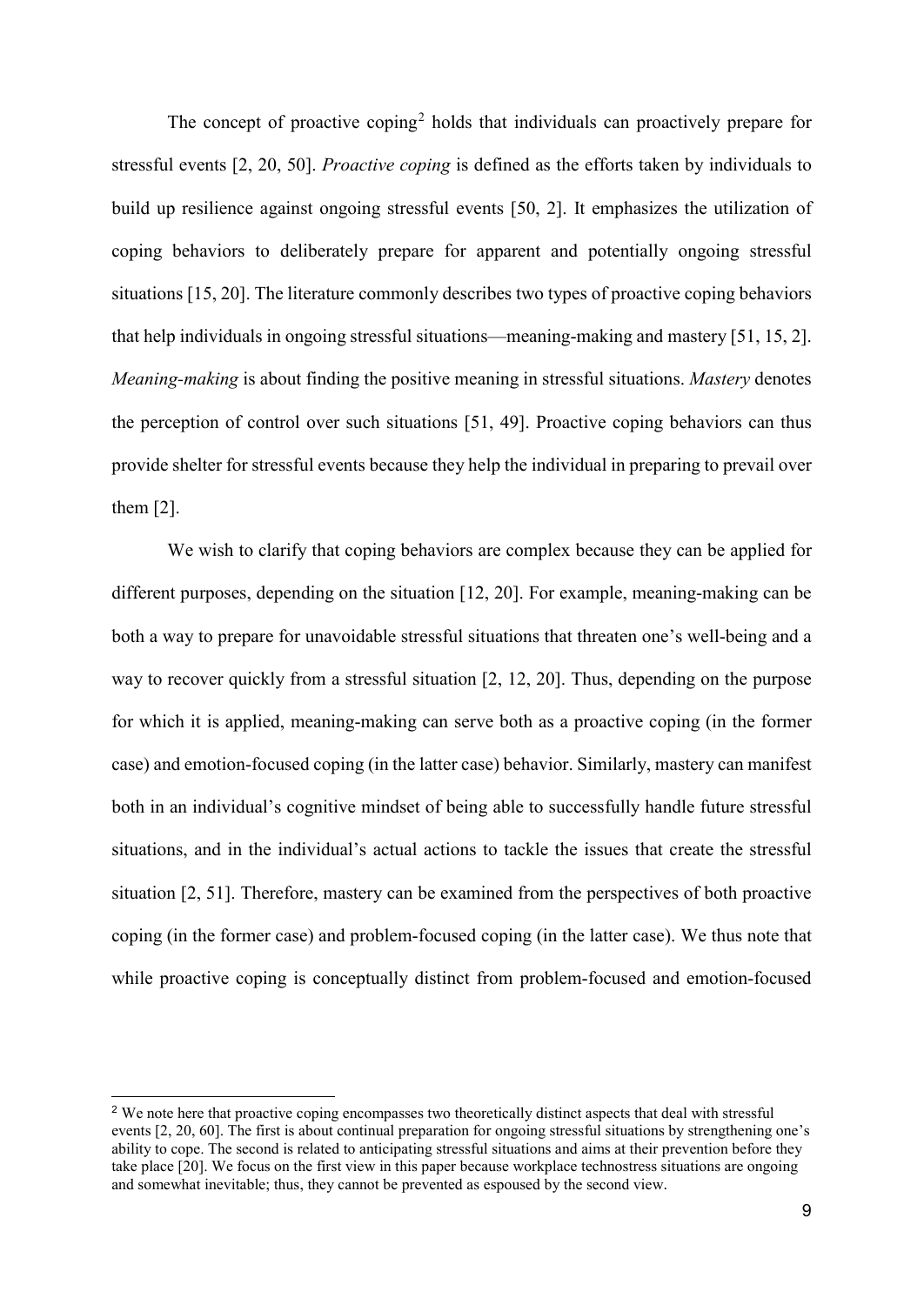The concept of proactive coping[2] holds that individuals can proactively prepare for stressful events [2, 20, 50]. *Proactive coping* is defined as the efforts taken by individuals to build up resilience against ongoing stressful events [50, 2]. It emphasizes the utilization of coping behaviors to deliberately prepare for apparent and potentially ongoing stressful situations [15, 20]. The literature commonly describes two types of proactive coping behaviors that help individuals in ongoing stressful situations—meaning-making and mastery [51, 15, 2]. *Meaning-making* is about finding the positive meaning in stressful situations. *Mastery* denotes the perception of control over such situations [51, 49]. Proactive coping behaviors can thus provide shelter for stressful events because they help the individual in preparing to prevail over them [2].

We wish to clarify that coping behaviors are complex because they can be applied for different purposes, depending on the situation [12, 20]. For example, meaning-making can be both a way to prepare for unavoidable stressful situations that threaten one's well-being and a way to recover quickly from a stressful situation [2, 12, 20]. Thus, depending on the purpose for which it is applied, meaning-making can serve both as a proactive coping (in the former case) and emotion-focused coping (in the latter case) behavior. Similarly, mastery can manifest both in an individual's cognitive mindset of being able to successfully handle future stressful situations, and in the individual's actual actions to tackle the issues that create the stressful situation [2, 51]. Therefore, mastery can be examined from the perspectives of both proactive coping (in the former case) and problem-focused coping (in the latter case). We thus note that while proactive coping is conceptually distinct from problem-focused and emotion-focused

---

[2] We note here that proactive coping encompasses two theoretically distinct aspects that deal with stressful events [2, 20, 60]. The first is about continual preparation for ongoing stressful situations by strengthening one's ability to cope. The second is related to anticipating stressful situations and aims at their prevention before they take place [20]. We focus on the first view in this paper because workplace technostress situations are ongoing and somewhat inevitable; thus, they cannot be prevented as espoused by the second view.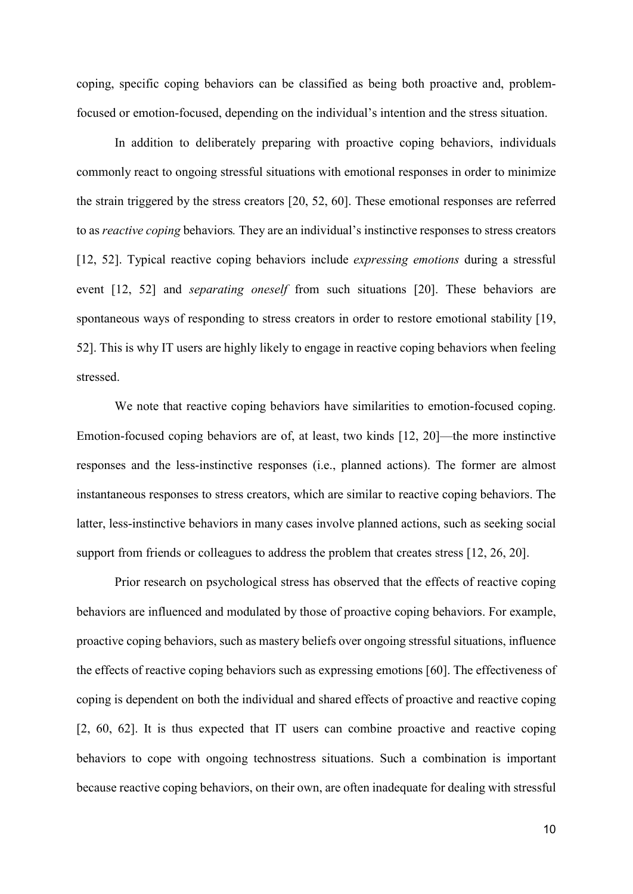coping, specific coping behaviors can be classified as being both proactive and, problem-focused or emotion-focused, depending on the individual's intention and the stress situation.

In addition to deliberately preparing with proactive coping behaviors, individuals commonly react to ongoing stressful situations with emotional responses in order to minimize the strain triggered by the stress creators [20, 52, 60]. These emotional responses are referred to as *reactive coping* behaviors*.* They are an individual's instinctive responses to stress creators [12, 52]. Typical reactive coping behaviors include *expressing emotions* during a stressful event [12, 52] and *separating oneself* from such situations [20]. These behaviors are spontaneous ways of responding to stress creators in order to restore emotional stability [19, 52]. This is why IT users are highly likely to engage in reactive coping behaviors when feeling stressed.

We note that reactive coping behaviors have similarities to emotion-focused coping. Emotion-focused coping behaviors are of, at least, two kinds [12, 20]—the more instinctive responses and the less-instinctive responses (i.e., planned actions). The former are almost instantaneous responses to stress creators, which are similar to reactive coping behaviors. The latter, less-instinctive behaviors in many cases involve planned actions, such as seeking social support from friends or colleagues to address the problem that creates stress [12, 26, 20].

Prior research on psychological stress has observed that the effects of reactive coping behaviors are influenced and modulated by those of proactive coping behaviors. For example, proactive coping behaviors, such as mastery beliefs over ongoing stressful situations, influence the effects of reactive coping behaviors such as expressing emotions [60]. The effectiveness of coping is dependent on both the individual and shared effects of proactive and reactive coping [2, 60, 62]. It is thus expected that IT users can combine proactive and reactive coping behaviors to cope with ongoing technostress situations. Such a combination is important because reactive coping behaviors, on their own, are often inadequate for dealing with stressful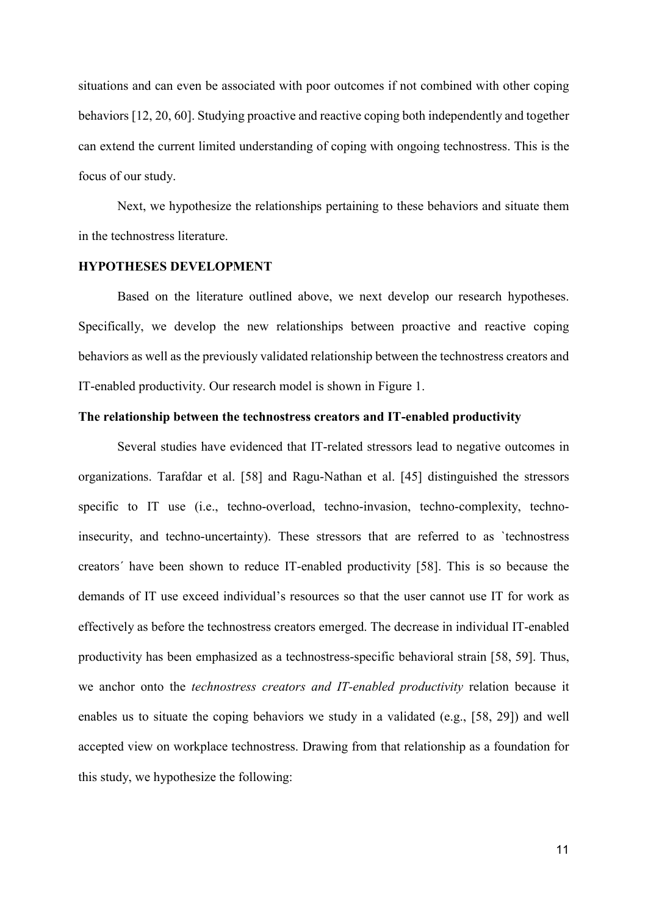situations and can even be associated with poor outcomes if not combined with other coping behaviors [12, 20, 60]. Studying proactive and reactive coping both independently and together can extend the current limited understanding of coping with ongoing technostress. This is the focus of our study.

Next, we hypothesize the relationships pertaining to these behaviors and situate them in the technostress literature.

## HYPOTHESES DEVELOPMENT

Based on the literature outlined above, we next develop our research hypotheses. Specifically, we develop the new relationships between proactive and reactive coping behaviors as well as the previously validated relationship between the technostress creators and IT-enabled productivity. Our research model is shown in Figure 1.

### The relationship between the technostress creators and IT-enabled productivity

Several studies have evidenced that IT-related stressors lead to negative outcomes in organizations. Tarafdar et al. [58] and Ragu-Nathan et al. [45] distinguished the stressors specific to IT use (i.e., techno-overload, techno-invasion, techno-complexity, techno-insecurity, and techno-uncertainty). These stressors that are referred to as `technostress creators´ have been shown to reduce IT-enabled productivity [58]. This is so because the demands of IT use exceed individual's resources so that the user cannot use IT for work as effectively as before the technostress creators emerged. The decrease in individual IT-enabled productivity has been emphasized as a technostress-specific behavioral strain [58, 59]. Thus, we anchor onto the *technostress creators and IT-enabled productivity* relation because it enables us to situate the coping behaviors we study in a validated (e.g., [58, 29]) and well accepted view on workplace technostress. Drawing from that relationship as a foundation for this study, we hypothesize the following: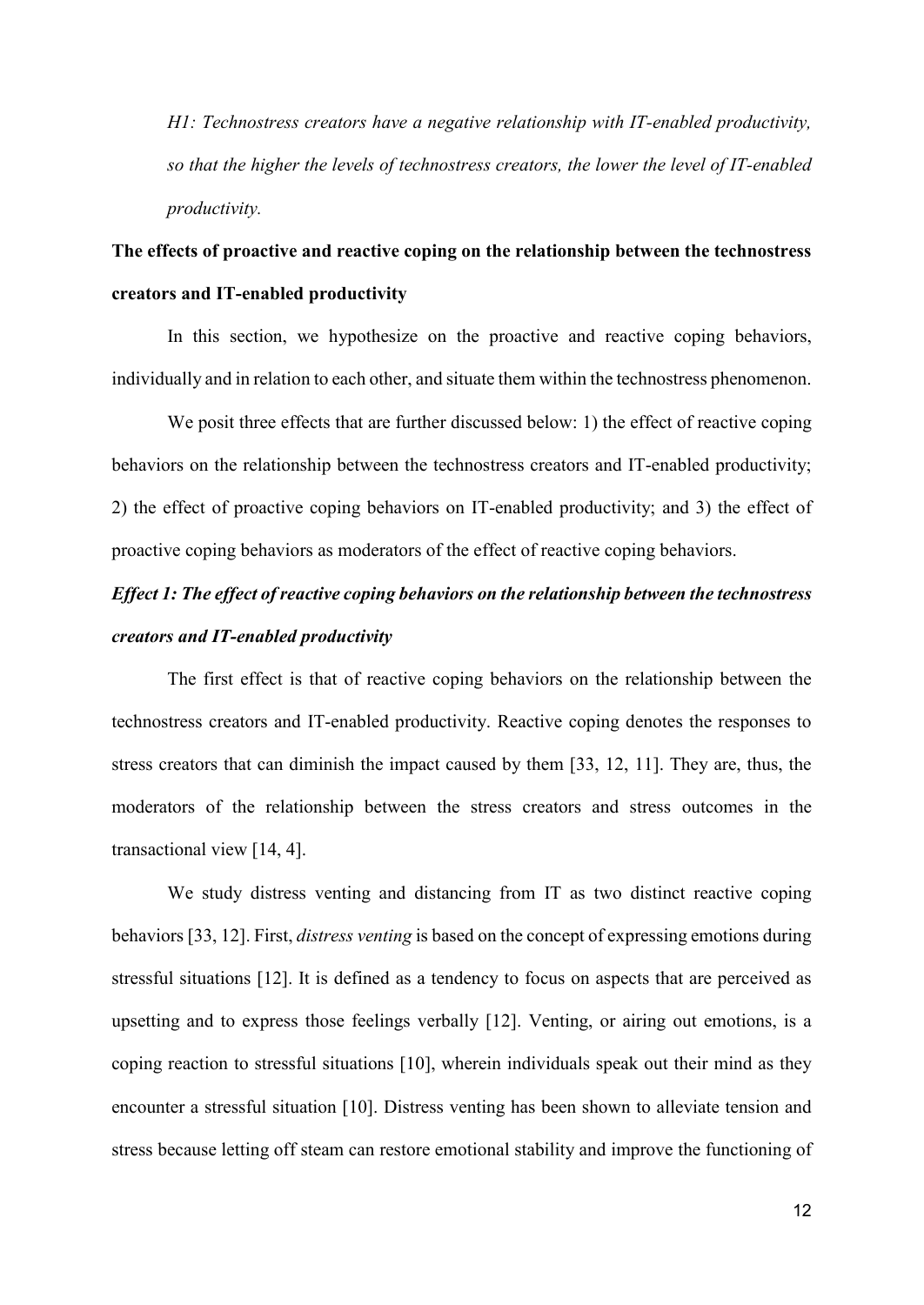*H1: Technostress creators have a negative relationship with IT-enabled productivity, so that the higher the levels of technostress creators, the lower the level of IT-enabled productivity.*

**The effects of proactive and reactive coping on the relationship between the technostress creators and IT-enabled productivity**

In this section, we hypothesize on the proactive and reactive coping behaviors, individually and in relation to each other, and situate them within the technostress phenomenon.

We posit three effects that are further discussed below: 1) the effect of reactive coping behaviors on the relationship between the technostress creators and IT-enabled productivity; 2) the effect of proactive coping behaviors on IT-enabled productivity; and 3) the effect of proactive coping behaviors as moderators of the effect of reactive coping behaviors.

***Effect 1: The effect of reactive coping behaviors on the relationship between the technostress creators and IT-enabled productivity***

The first effect is that of reactive coping behaviors on the relationship between the technostress creators and IT-enabled productivity. Reactive coping denotes the responses to stress creators that can diminish the impact caused by them [33, 12, 11]. They are, thus, the moderators of the relationship between the stress creators and stress outcomes in the transactional view [14, 4].

We study distress venting and distancing from IT as two distinct reactive coping behaviors [33, 12]. First, *distress venting* is based on the concept of expressing emotions during stressful situations [12]. It is defined as a tendency to focus on aspects that are perceived as upsetting and to express those feelings verbally [12]. Venting, or airing out emotions, is a coping reaction to stressful situations [10], wherein individuals speak out their mind as they encounter a stressful situation [10]. Distress venting has been shown to alleviate tension and stress because letting off steam can restore emotional stability and improve the functioning of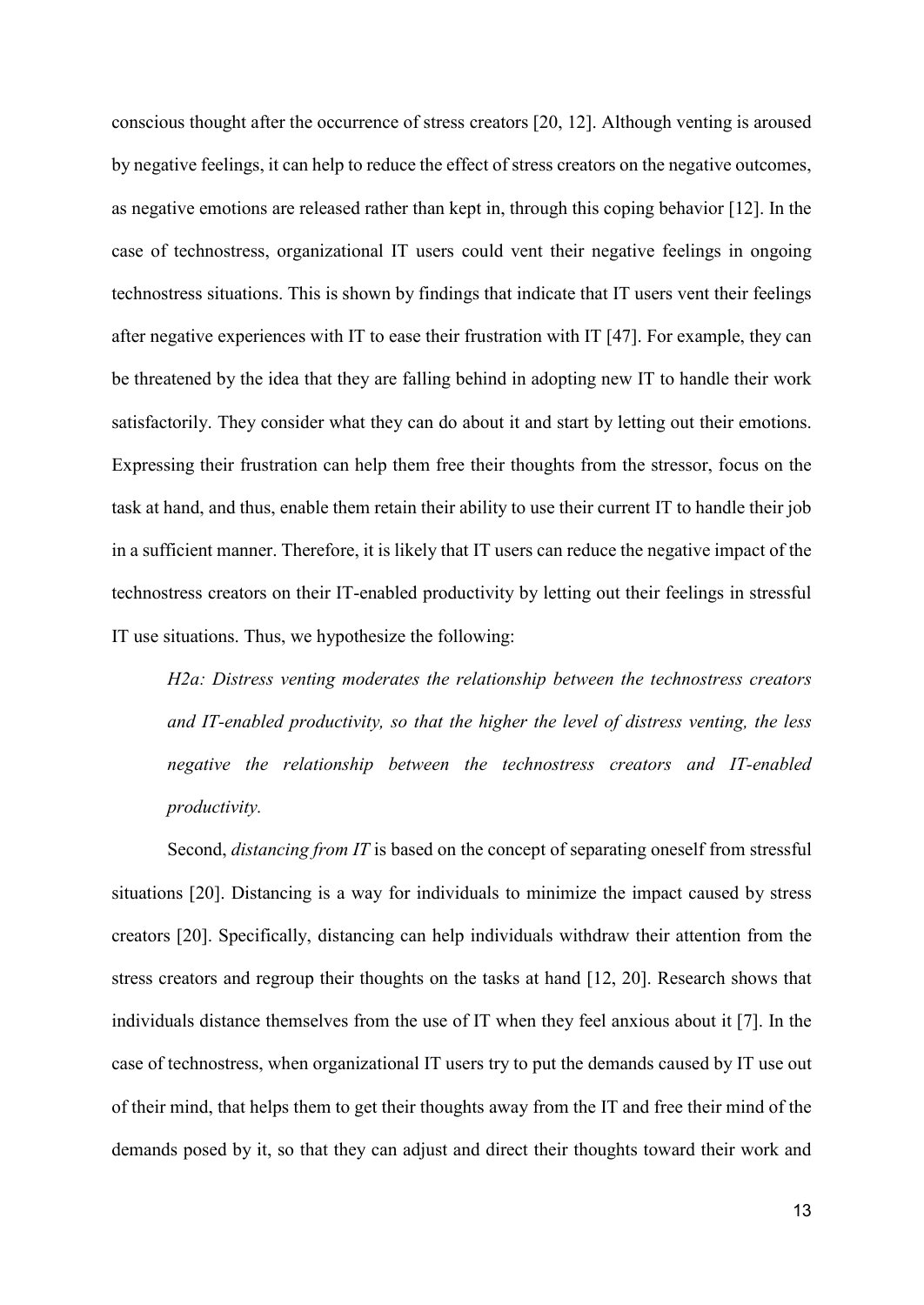conscious thought after the occurrence of stress creators [20, 12]. Although venting is aroused by negative feelings, it can help to reduce the effect of stress creators on the negative outcomes, as negative emotions are released rather than kept in, through this coping behavior [12]. In the case of technostress, organizational IT users could vent their negative feelings in ongoing technostress situations. This is shown by findings that indicate that IT users vent their feelings after negative experiences with IT to ease their frustration with IT [47]. For example, they can be threatened by the idea that they are falling behind in adopting new IT to handle their work satisfactorily. They consider what they can do about it and start by letting out their emotions. Expressing their frustration can help them free their thoughts from the stressor, focus on the task at hand, and thus, enable them retain their ability to use their current IT to handle their job in a sufficient manner. Therefore, it is likely that IT users can reduce the negative impact of the technostress creators on their IT-enabled productivity by letting out their feelings in stressful IT use situations. Thus, we hypothesize the following:

> *H2a: Distress venting moderates the relationship between the technostress creators and IT-enabled productivity, so that the higher the level of distress venting, the less negative the relationship between the technostress creators and IT-enabled productivity.*

Second, *distancing from IT* is based on the concept of separating oneself from stressful situations [20]. Distancing is a way for individuals to minimize the impact caused by stress creators [20]. Specifically, distancing can help individuals withdraw their attention from the stress creators and regroup their thoughts on the tasks at hand [12, 20]. Research shows that individuals distance themselves from the use of IT when they feel anxious about it [7]. In the case of technostress, when organizational IT users try to put the demands caused by IT use out of their mind, that helps them to get their thoughts away from the IT and free their mind of the demands posed by it, so that they can adjust and direct their thoughts toward their work and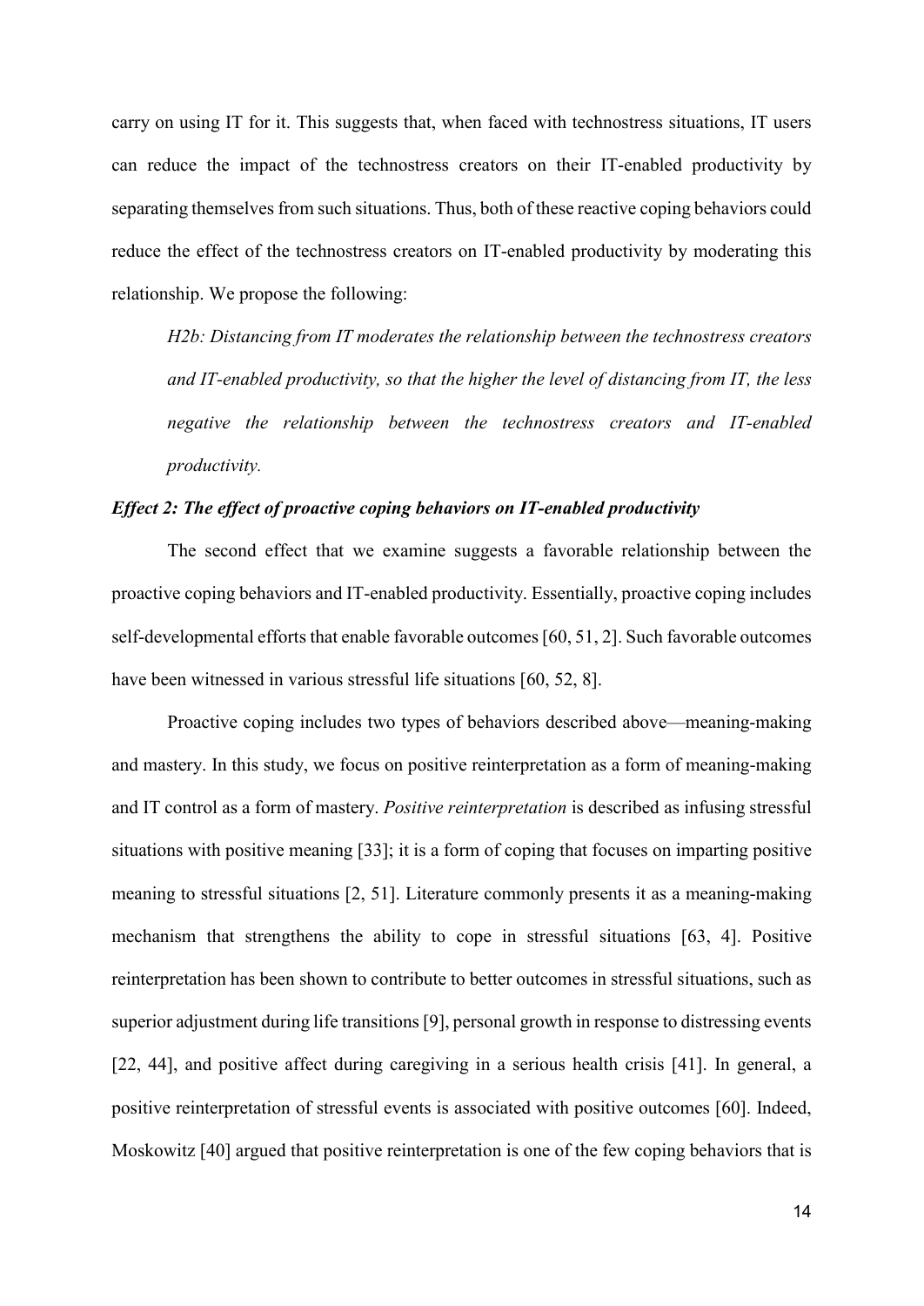carry on using IT for it. This suggests that, when faced with technostress situations, IT users can reduce the impact of the technostress creators on their IT-enabled productivity by separating themselves from such situations. Thus, both of these reactive coping behaviors could reduce the effect of the technostress creators on IT-enabled productivity by moderating this relationship. We propose the following:

> *H2b: Distancing from IT moderates the relationship between the technostress creators and IT-enabled productivity, so that the higher the level of distancing from IT, the less negative the relationship between the technostress creators and IT-enabled productivity.*

***Effect 2: The effect of proactive coping behaviors on IT-enabled productivity***

The second effect that we examine suggests a favorable relationship between the proactive coping behaviors and IT-enabled productivity. Essentially, proactive coping includes self-developmental efforts that enable favorable outcomes [60, 51, 2]. Such favorable outcomes have been witnessed in various stressful life situations [60, 52, 8].

Proactive coping includes two types of behaviors described above—meaning-making and mastery. In this study, we focus on positive reinterpretation as a form of meaning-making and IT control as a form of mastery. *Positive reinterpretation* is described as infusing stressful situations with positive meaning [33]; it is a form of coping that focuses on imparting positive meaning to stressful situations [2, 51]. Literature commonly presents it as a meaning-making mechanism that strengthens the ability to cope in stressful situations [63, 4]. Positive reinterpretation has been shown to contribute to better outcomes in stressful situations, such as superior adjustment during life transitions [9], personal growth in response to distressing events [22, 44], and positive affect during caregiving in a serious health crisis [41]. In general, a positive reinterpretation of stressful events is associated with positive outcomes [60]. Indeed, Moskowitz [40] argued that positive reinterpretation is one of the few coping behaviors that is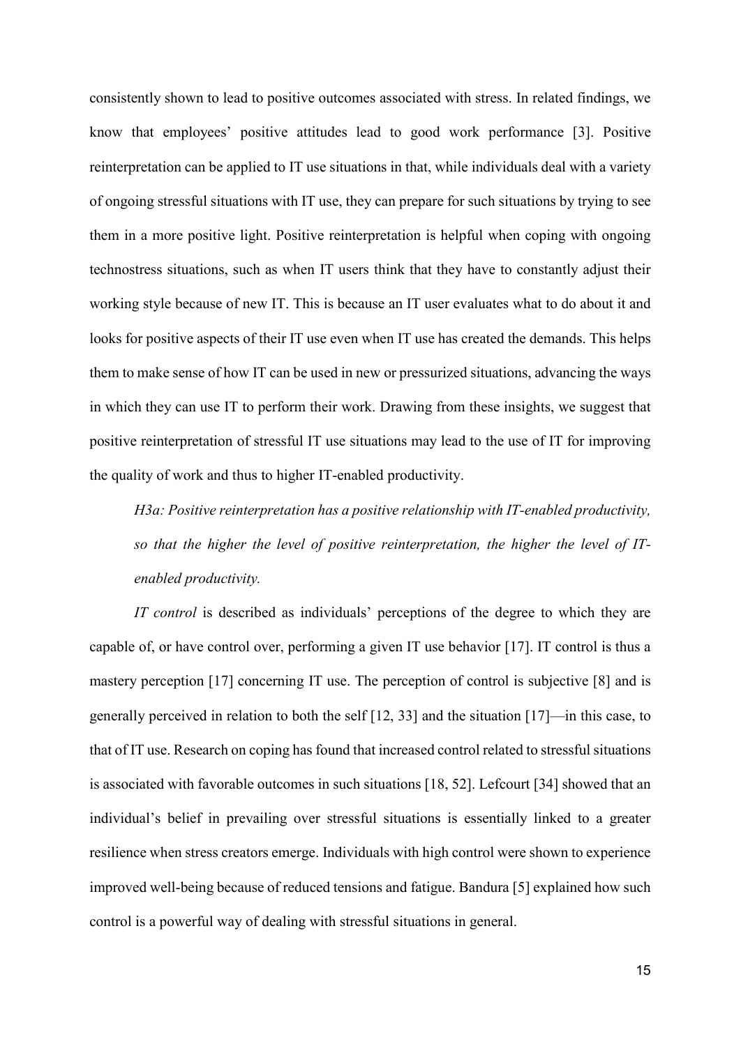consistently shown to lead to positive outcomes associated with stress. In related findings, we know that employees' positive attitudes lead to good work performance [3]. Positive reinterpretation can be applied to IT use situations in that, while individuals deal with a variety of ongoing stressful situations with IT use, they can prepare for such situations by trying to see them in a more positive light. Positive reinterpretation is helpful when coping with ongoing technostress situations, such as when IT users think that they have to constantly adjust their working style because of new IT. This is because an IT user evaluates what to do about it and looks for positive aspects of their IT use even when IT use has created the demands. This helps them to make sense of how IT can be used in new or pressurized situations, advancing the ways in which they can use IT to perform their work. Drawing from these insights, we suggest that positive reinterpretation of stressful IT use situations may lead to the use of IT for improving the quality of work and thus to higher IT-enabled productivity.

> *H3a: Positive reinterpretation has a positive relationship with IT-enabled productivity, so that the higher the level of positive reinterpretation, the higher the level of IT-enabled productivity.*

*IT control* is described as individuals' perceptions of the degree to which they are capable of, or have control over, performing a given IT use behavior [17]. IT control is thus a mastery perception [17] concerning IT use. The perception of control is subjective [8] and is generally perceived in relation to both the self [12, 33] and the situation [17]—in this case, to that of IT use. Research on coping has found that increased control related to stressful situations is associated with favorable outcomes in such situations [18, 52]. Lefcourt [34] showed that an individual's belief in prevailing over stressful situations is essentially linked to a greater resilience when stress creators emerge. Individuals with high control were shown to experience improved well-being because of reduced tensions and fatigue. Bandura [5] explained how such control is a powerful way of dealing with stressful situations in general.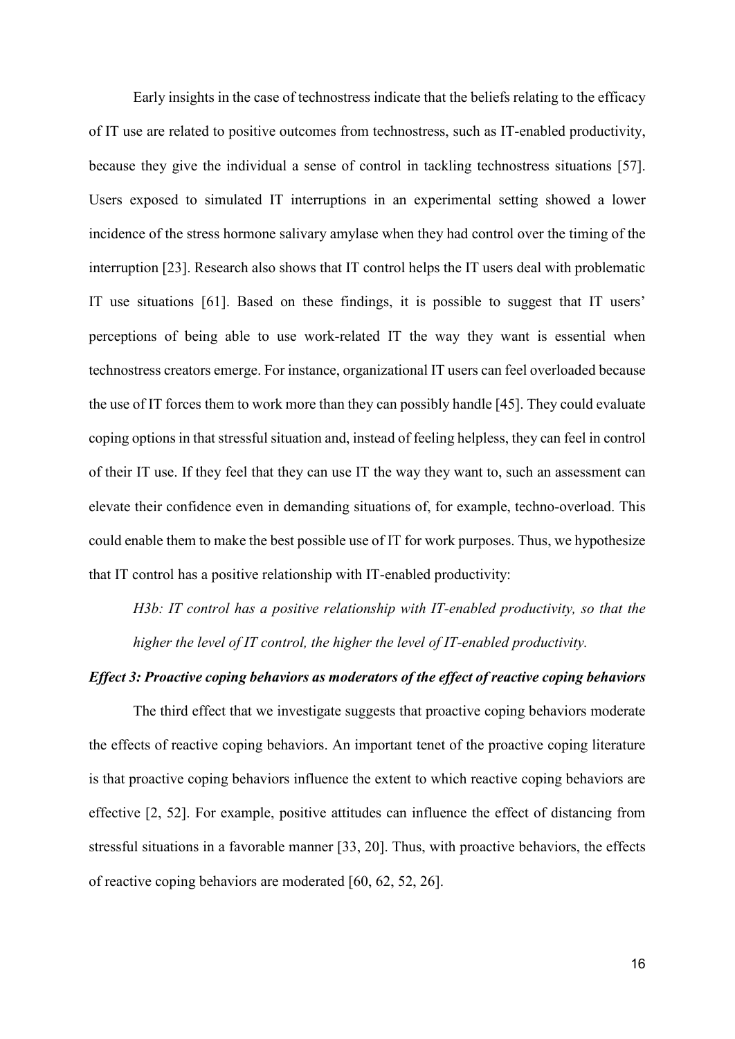Early insights in the case of technostress indicate that the beliefs relating to the efficacy of IT use are related to positive outcomes from technostress, such as IT-enabled productivity, because they give the individual a sense of control in tackling technostress situations [57]. Users exposed to simulated IT interruptions in an experimental setting showed a lower incidence of the stress hormone salivary amylase when they had control over the timing of the interruption [23]. Research also shows that IT control helps the IT users deal with problematic IT use situations [61]. Based on these findings, it is possible to suggest that IT users' perceptions of being able to use work-related IT the way they want is essential when technostress creators emerge. For instance, organizational IT users can feel overloaded because the use of IT forces them to work more than they can possibly handle [45]. They could evaluate coping options in that stressful situation and, instead of feeling helpless, they can feel in control of their IT use. If they feel that they can use IT the way they want to, such an assessment can elevate their confidence even in demanding situations of, for example, techno-overload. This could enable them to make the best possible use of IT for work purposes. Thus, we hypothesize that IT control has a positive relationship with IT-enabled productivity:

*H3b: IT control has a positive relationship with IT-enabled productivity, so that the higher the level of IT control, the higher the level of IT-enabled productivity.*

### *Effect 3: Proactive coping behaviors as moderators of the effect of reactive coping behaviors*

The third effect that we investigate suggests that proactive coping behaviors moderate the effects of reactive coping behaviors. An important tenet of the proactive coping literature is that proactive coping behaviors influence the extent to which reactive coping behaviors are effective [2, 52]. For example, positive attitudes can influence the effect of distancing from stressful situations in a favorable manner [33, 20]. Thus, with proactive behaviors, the effects of reactive coping behaviors are moderated [60, 62, 52, 26].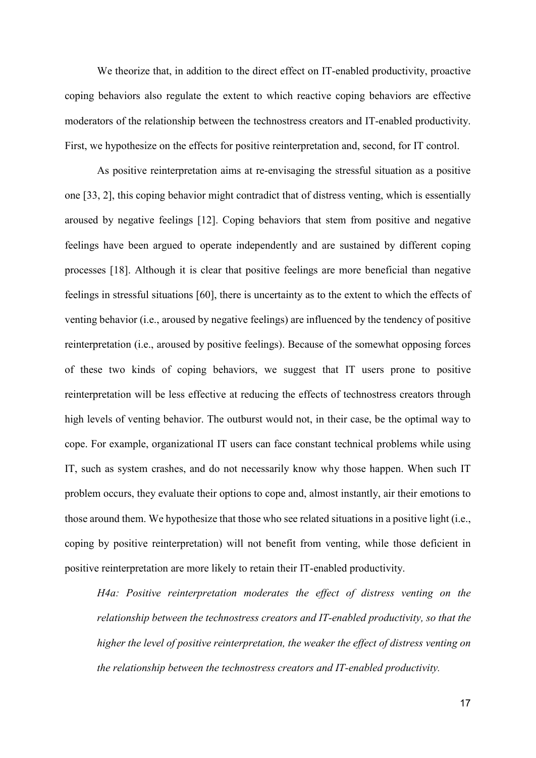We theorize that, in addition to the direct effect on IT-enabled productivity, proactive coping behaviors also regulate the extent to which reactive coping behaviors are effective moderators of the relationship between the technostress creators and IT-enabled productivity. First, we hypothesize on the effects for positive reinterpretation and, second, for IT control.

As positive reinterpretation aims at re-envisaging the stressful situation as a positive one [33, 2], this coping behavior might contradict that of distress venting, which is essentially aroused by negative feelings [12]. Coping behaviors that stem from positive and negative feelings have been argued to operate independently and are sustained by different coping processes [18]. Although it is clear that positive feelings are more beneficial than negative feelings in stressful situations [60], there is uncertainty as to the extent to which the effects of venting behavior (i.e., aroused by negative feelings) are influenced by the tendency of positive reinterpretation (i.e., aroused by positive feelings). Because of the somewhat opposing forces of these two kinds of coping behaviors, we suggest that IT users prone to positive reinterpretation will be less effective at reducing the effects of technostress creators through high levels of venting behavior. The outburst would not, in their case, be the optimal way to cope. For example, organizational IT users can face constant technical problems while using IT, such as system crashes, and do not necessarily know why those happen. When such IT problem occurs, they evaluate their options to cope and, almost instantly, air their emotions to those around them. We hypothesize that those who see related situations in a positive light (i.e., coping by positive reinterpretation) will not benefit from venting, while those deficient in positive reinterpretation are more likely to retain their IT-enabled productivity.

> *H4a: Positive reinterpretation moderates the effect of distress venting on the relationship between the technostress creators and IT-enabled productivity, so that the higher the level of positive reinterpretation, the weaker the effect of distress venting on the relationship between the technostress creators and IT-enabled productivity.*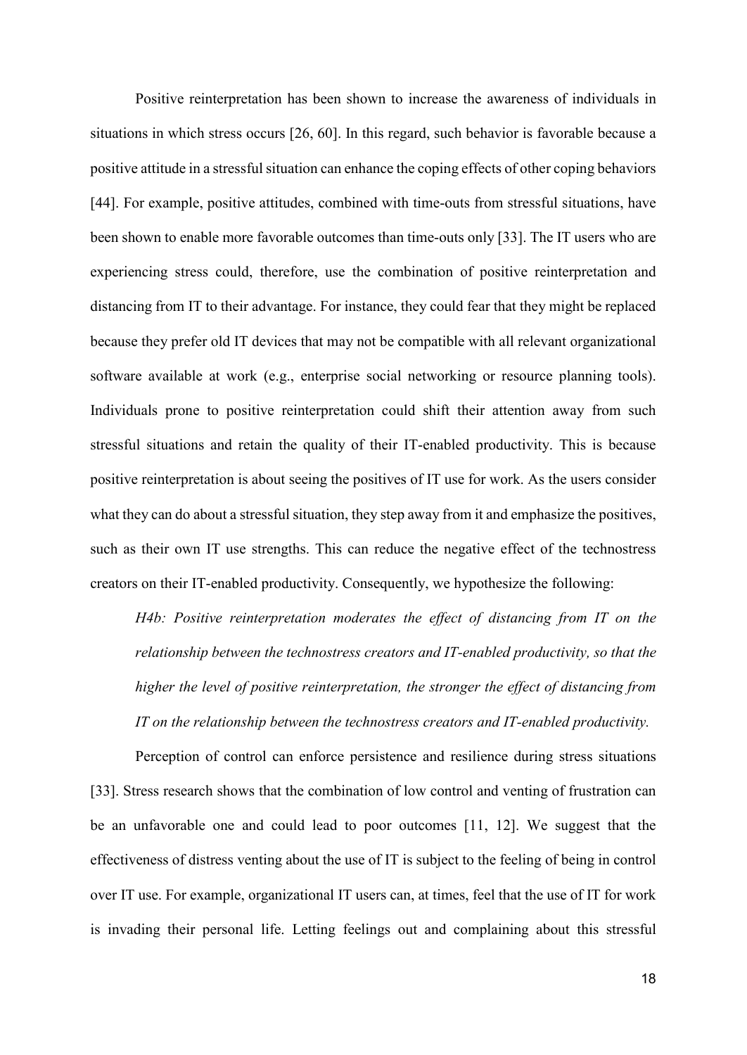Positive reinterpretation has been shown to increase the awareness of individuals in situations in which stress occurs [26, 60]. In this regard, such behavior is favorable because a positive attitude in a stressful situation can enhance the coping effects of other coping behaviors [44]. For example, positive attitudes, combined with time-outs from stressful situations, have been shown to enable more favorable outcomes than time-outs only [33]. The IT users who are experiencing stress could, therefore, use the combination of positive reinterpretation and distancing from IT to their advantage. For instance, they could fear that they might be replaced because they prefer old IT devices that may not be compatible with all relevant organizational software available at work (e.g., enterprise social networking or resource planning tools). Individuals prone to positive reinterpretation could shift their attention away from such stressful situations and retain the quality of their IT-enabled productivity. This is because positive reinterpretation is about seeing the positives of IT use for work. As the users consider what they can do about a stressful situation, they step away from it and emphasize the positives, such as their own IT use strengths. This can reduce the negative effect of the technostress creators on their IT-enabled productivity. Consequently, we hypothesize the following:

*H4b: Positive reinterpretation moderates the effect of distancing from IT on the relationship between the technostress creators and IT-enabled productivity, so that the higher the level of positive reinterpretation, the stronger the effect of distancing from IT on the relationship between the technostress creators and IT-enabled productivity.*

Perception of control can enforce persistence and resilience during stress situations [33]. Stress research shows that the combination of low control and venting of frustration can be an unfavorable one and could lead to poor outcomes [11, 12]. We suggest that the effectiveness of distress venting about the use of IT is subject to the feeling of being in control over IT use. For example, organizational IT users can, at times, feel that the use of IT for work is invading their personal life. Letting feelings out and complaining about this stressful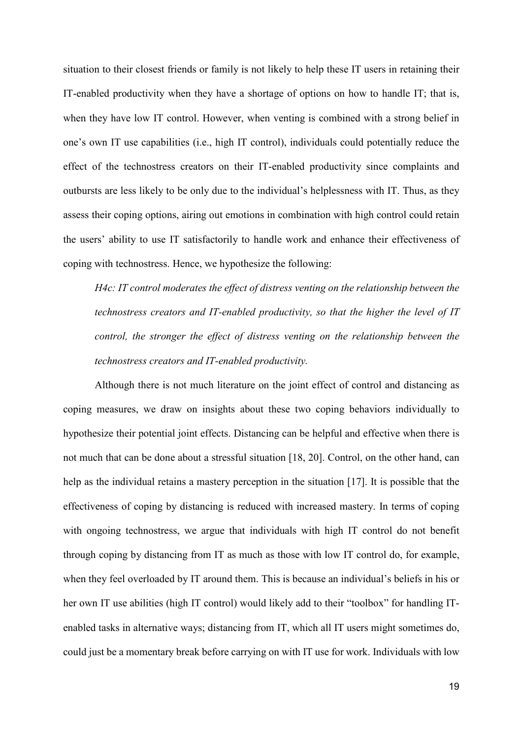situation to their closest friends or family is not likely to help these IT users in retaining their IT-enabled productivity when they have a shortage of options on how to handle IT; that is, when they have low IT control. However, when venting is combined with a strong belief in one's own IT use capabilities (i.e., high IT control), individuals could potentially reduce the effect of the technostress creators on their IT-enabled productivity since complaints and outbursts are less likely to be only due to the individual's helplessness with IT. Thus, as they assess their coping options, airing out emotions in combination with high control could retain the users' ability to use IT satisfactorily to handle work and enhance their effectiveness of coping with technostress. Hence, we hypothesize the following:

> *H4c: IT control moderates the effect of distress venting on the relationship between the technostress creators and IT-enabled productivity, so that the higher the level of IT control, the stronger the effect of distress venting on the relationship between the technostress creators and IT-enabled productivity.*

Although there is not much literature on the joint effect of control and distancing as coping measures, we draw on insights about these two coping behaviors individually to hypothesize their potential joint effects. Distancing can be helpful and effective when there is not much that can be done about a stressful situation [18, 20]. Control, on the other hand, can help as the individual retains a mastery perception in the situation [17]. It is possible that the effectiveness of coping by distancing is reduced with increased mastery. In terms of coping with ongoing technostress, we argue that individuals with high IT control do not benefit through coping by distancing from IT as much as those with low IT control do, for example, when they feel overloaded by IT around them. This is because an individual's beliefs in his or her own IT use abilities (high IT control) would likely add to their "toolbox" for handling IT-enabled tasks in alternative ways; distancing from IT, which all IT users might sometimes do, could just be a momentary break before carrying on with IT use for work. Individuals with low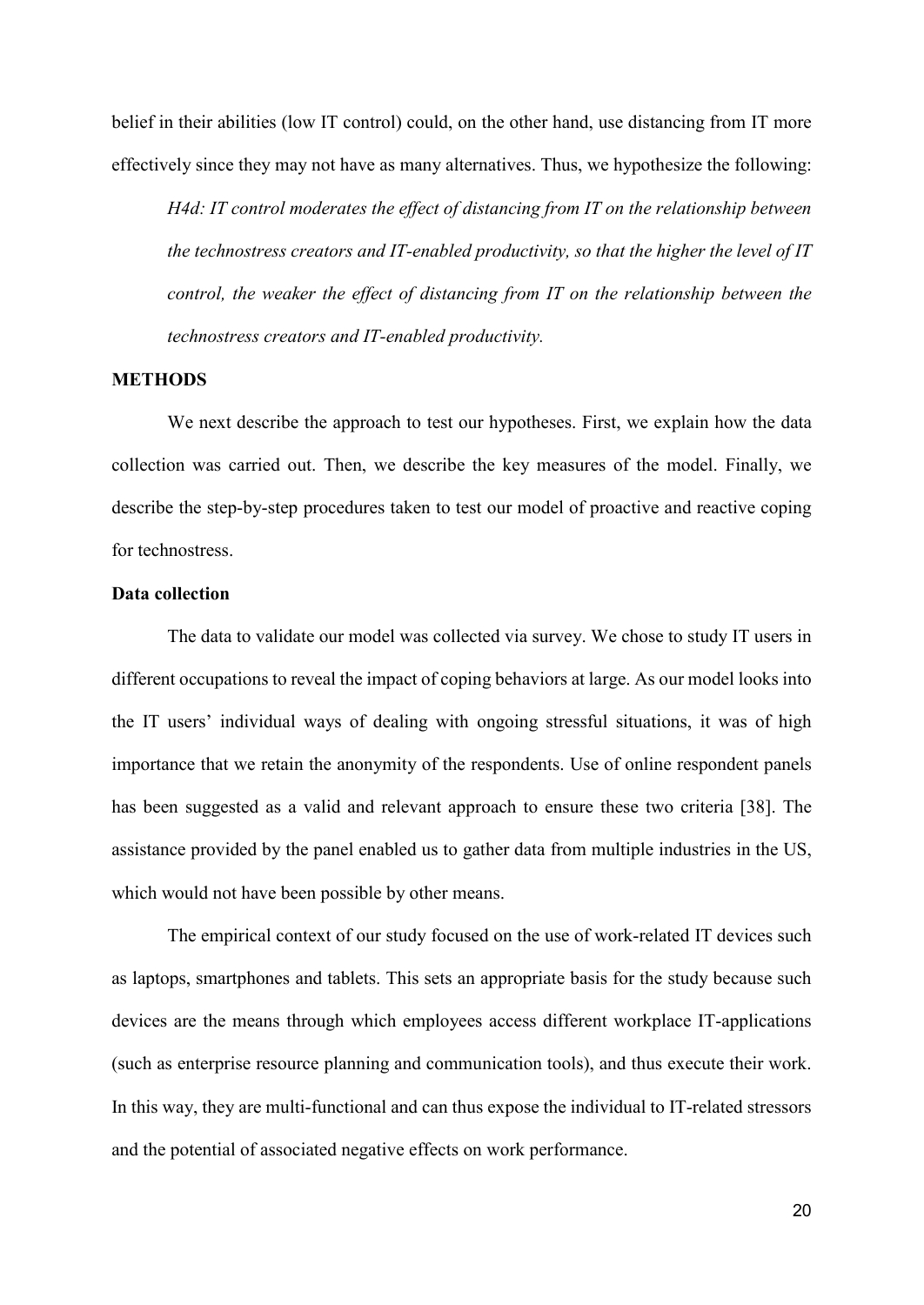belief in their abilities (low IT control) could, on the other hand, use distancing from IT more effectively since they may not have as many alternatives. Thus, we hypothesize the following:

*H4d: IT control moderates the effect of distancing from IT on the relationship between the technostress creators and IT-enabled productivity, so that the higher the level of IT control, the weaker the effect of distancing from IT on the relationship between the technostress creators and IT-enabled productivity.*

## METHODS

We next describe the approach to test our hypotheses. First, we explain how the data collection was carried out. Then, we describe the key measures of the model. Finally, we describe the step-by-step procedures taken to test our model of proactive and reactive coping for technostress.

### Data collection

The data to validate our model was collected via survey. We chose to study IT users in different occupations to reveal the impact of coping behaviors at large. As our model looks into the IT users' individual ways of dealing with ongoing stressful situations, it was of high importance that we retain the anonymity of the respondents. Use of online respondent panels has been suggested as a valid and relevant approach to ensure these two criteria [38]. The assistance provided by the panel enabled us to gather data from multiple industries in the US, which would not have been possible by other means.

The empirical context of our study focused on the use of work-related IT devices such as laptops, smartphones and tablets. This sets an appropriate basis for the study because such devices are the means through which employees access different workplace IT-applications (such as enterprise resource planning and communication tools), and thus execute their work. In this way, they are multi-functional and can thus expose the individual to IT-related stressors and the potential of associated negative effects on work performance.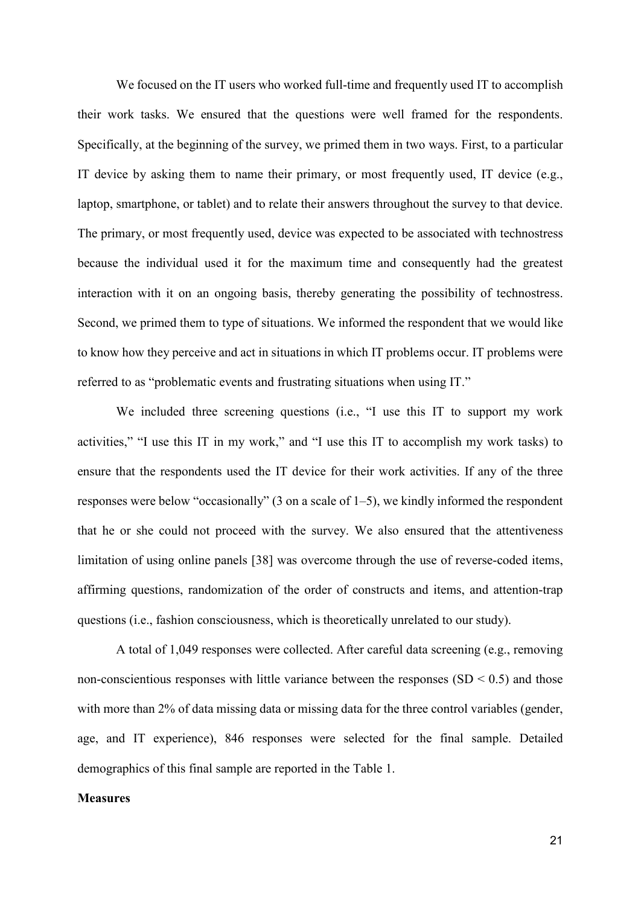We focused on the IT users who worked full-time and frequently used IT to accomplish their work tasks. We ensured that the questions were well framed for the respondents. Specifically, at the beginning of the survey, we primed them in two ways. First, to a particular IT device by asking them to name their primary, or most frequently used, IT device (e.g., laptop, smartphone, or tablet) and to relate their answers throughout the survey to that device. The primary, or most frequently used, device was expected to be associated with technostress because the individual used it for the maximum time and consequently had the greatest interaction with it on an ongoing basis, thereby generating the possibility of technostress. Second, we primed them to type of situations. We informed the respondent that we would like to know how they perceive and act in situations in which IT problems occur. IT problems were referred to as "problematic events and frustrating situations when using IT."

We included three screening questions (i.e., "I use this IT to support my work activities," "I use this IT in my work," and "I use this IT to accomplish my work tasks) to ensure that the respondents used the IT device for their work activities. If any of the three responses were below "occasionally" (3 on a scale of 1–5), we kindly informed the respondent that he or she could not proceed with the survey. We also ensured that the attentiveness limitation of using online panels [38] was overcome through the use of reverse-coded items, affirming questions, randomization of the order of constructs and items, and attention-trap questions (i.e., fashion consciousness, which is theoretically unrelated to our study).

A total of 1,049 responses were collected. After careful data screening (e.g., removing non-conscientious responses with little variance between the responses (SD < 0.5) and those with more than 2% of data missing data or missing data for the three control variables (gender, age, and IT experience), 846 responses were selected for the final sample. Detailed demographics of this final sample are reported in the Table 1.

**Measures**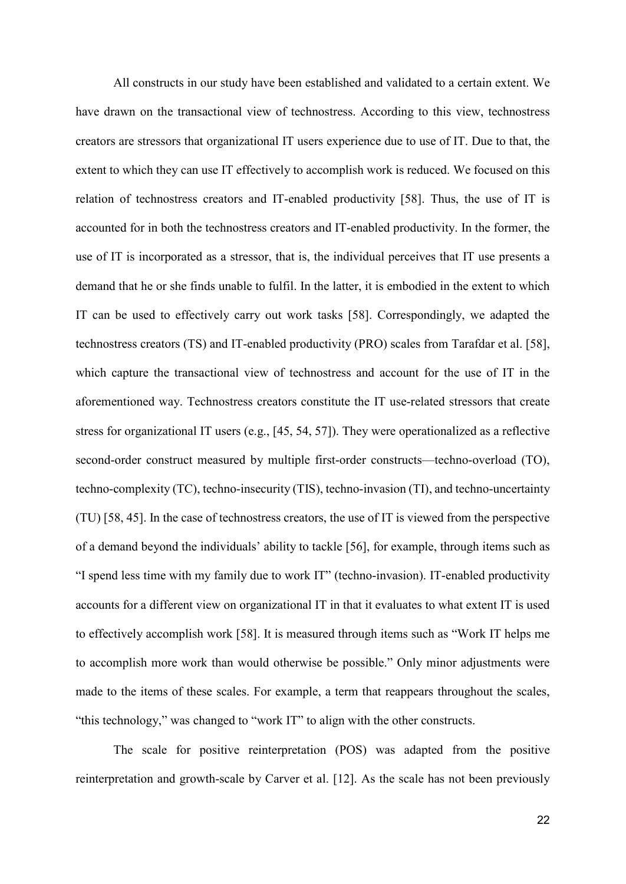All constructs in our study have been established and validated to a certain extent. We have drawn on the transactional view of technostress. According to this view, technostress creators are stressors that organizational IT users experience due to use of IT. Due to that, the extent to which they can use IT effectively to accomplish work is reduced. We focused on this relation of technostress creators and IT-enabled productivity [58]. Thus, the use of IT is accounted for in both the technostress creators and IT-enabled productivity. In the former, the use of IT is incorporated as a stressor, that is, the individual perceives that IT use presents a demand that he or she finds unable to fulfil. In the latter, it is embodied in the extent to which IT can be used to effectively carry out work tasks [58]. Correspondingly, we adapted the technostress creators (TS) and IT-enabled productivity (PRO) scales from Tarafdar et al. [58], which capture the transactional view of technostress and account for the use of IT in the aforementioned way. Technostress creators constitute the IT use-related stressors that create stress for organizational IT users (e.g., [45, 54, 57]). They were operationalized as a reflective second-order construct measured by multiple first-order constructs—techno-overload (TO), techno-complexity (TC), techno-insecurity (TIS), techno-invasion (TI), and techno-uncertainty (TU) [58, 45]. In the case of technostress creators, the use of IT is viewed from the perspective of a demand beyond the individuals' ability to tackle [56], for example, through items such as "I spend less time with my family due to work IT" (techno-invasion). IT-enabled productivity accounts for a different view on organizational IT in that it evaluates to what extent IT is used to effectively accomplish work [58]. It is measured through items such as "Work IT helps me to accomplish more work than would otherwise be possible." Only minor adjustments were made to the items of these scales. For example, a term that reappears throughout the scales, "this technology," was changed to "work IT" to align with the other constructs.

The scale for positive reinterpretation (POS) was adapted from the positive reinterpretation and growth-scale by Carver et al. [12]. As the scale has not been previously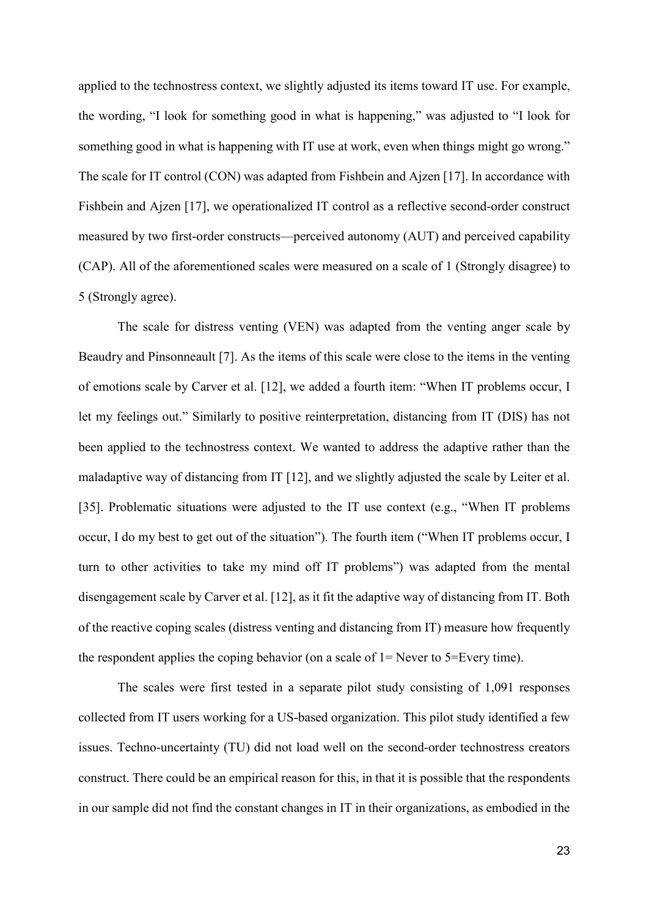applied to the technostress context, we slightly adjusted its items toward IT use. For example, the wording, “I look for something good in what is happening,” was adjusted to “I look for something good in what is happening with IT use at work, even when things might go wrong.” The scale for IT control (CON) was adapted from Fishbein and Ajzen [17]. In accordance with Fishbein and Ajzen [17], we operationalized IT control as a reflective second-order construct measured by two first-order constructs—perceived autonomy (AUT) and perceived capability (CAP). All of the aforementioned scales were measured on a scale of 1 (Strongly disagree) to 5 (Strongly agree).

The scale for distress venting (VEN) was adapted from the venting anger scale by Beaudry and Pinsonneault [7]. As the items of this scale were close to the items in the venting of emotions scale by Carver et al. [12], we added a fourth item: “When IT problems occur, I let my feelings out.” Similarly to positive reinterpretation, distancing from IT (DIS) has not been applied to the technostress context. We wanted to address the adaptive rather than the maladaptive way of distancing from IT [12], and we slightly adjusted the scale by Leiter et al. [35]. Problematic situations were adjusted to the IT use context (e.g., “When IT problems occur, I do my best to get out of the situation”). The fourth item (“When IT problems occur, I turn to other activities to take my mind off IT problems”) was adapted from the mental disengagement scale by Carver et al. [12], as it fit the adaptive way of distancing from IT. Both of the reactive coping scales (distress venting and distancing from IT) measure how frequently the respondent applies the coping behavior (on a scale of 1= Never to 5=Every time).

The scales were first tested in a separate pilot study consisting of 1,091 responses collected from IT users working for a US-based organization. This pilot study identified a few issues. Techno-uncertainty (TU) did not load well on the second-order technostress creators construct. There could be an empirical reason for this, in that it is possible that the respondents in our sample did not find the constant changes in IT in their organizations, as embodied in the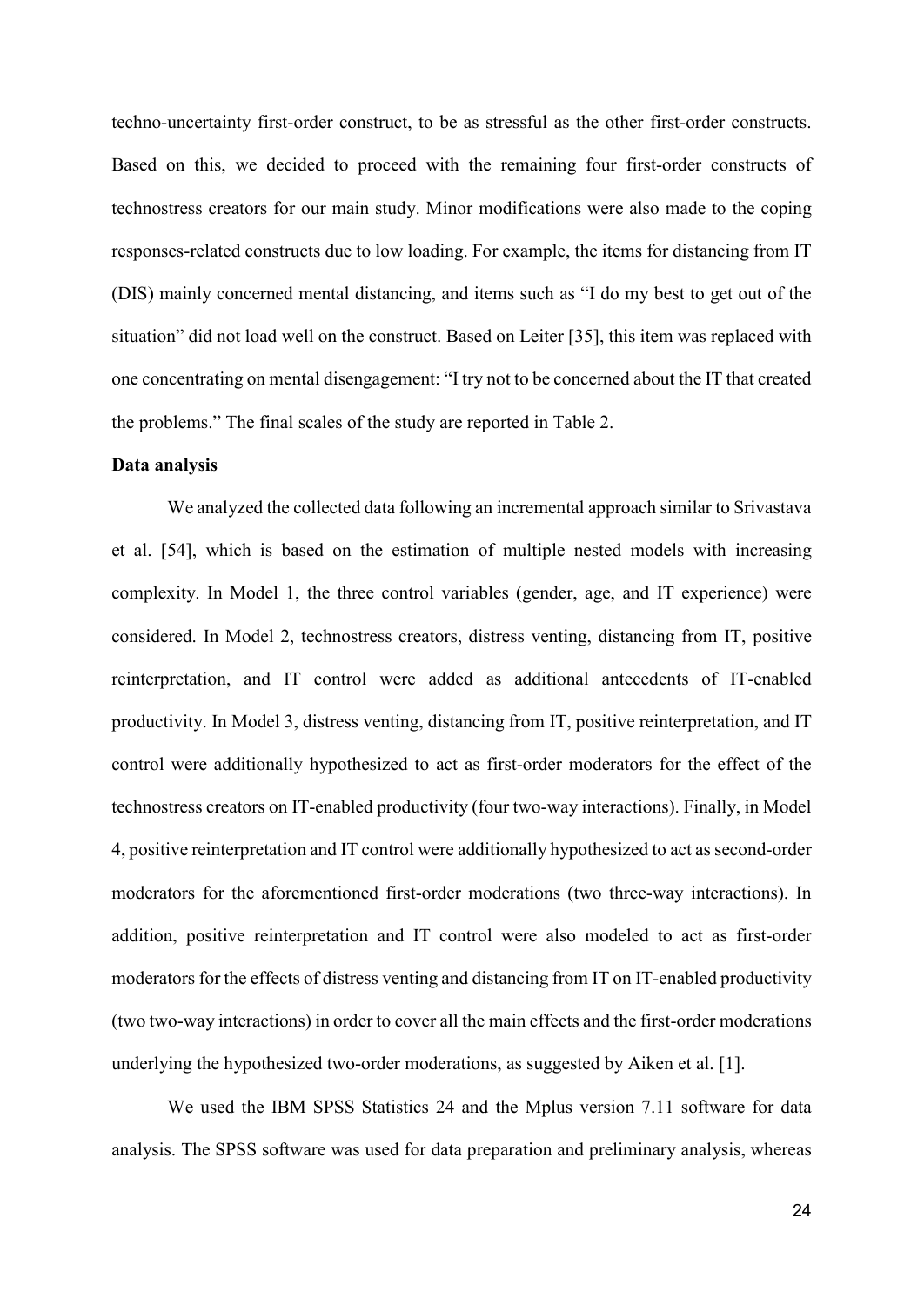techno-uncertainty first-order construct, to be as stressful as the other first-order constructs. Based on this, we decided to proceed with the remaining four first-order constructs of technostress creators for our main study. Minor modifications were also made to the coping responses-related constructs due to low loading. For example, the items for distancing from IT (DIS) mainly concerned mental distancing, and items such as "I do my best to get out of the situation" did not load well on the construct. Based on Leiter [35], this item was replaced with one concentrating on mental disengagement: "I try not to be concerned about the IT that created the problems." The final scales of the study are reported in Table 2.

**Data analysis**

We analyzed the collected data following an incremental approach similar to Srivastava et al. [54], which is based on the estimation of multiple nested models with increasing complexity. In Model 1, the three control variables (gender, age, and IT experience) were considered. In Model 2, technostress creators, distress venting, distancing from IT, positive reinterpretation, and IT control were added as additional antecedents of IT-enabled productivity. In Model 3, distress venting, distancing from IT, positive reinterpretation, and IT control were additionally hypothesized to act as first-order moderators for the effect of the technostress creators on IT-enabled productivity (four two-way interactions). Finally, in Model 4, positive reinterpretation and IT control were additionally hypothesized to act as second-order moderators for the aforementioned first-order moderations (two three-way interactions). In addition, positive reinterpretation and IT control were also modeled to act as first-order moderators for the effects of distress venting and distancing from IT on IT-enabled productivity (two two-way interactions) in order to cover all the main effects and the first-order moderations underlying the hypothesized two-order moderations, as suggested by Aiken et al. [1].

We used the IBM SPSS Statistics 24 and the Mplus version 7.11 software for data analysis. The SPSS software was used for data preparation and preliminary analysis, whereas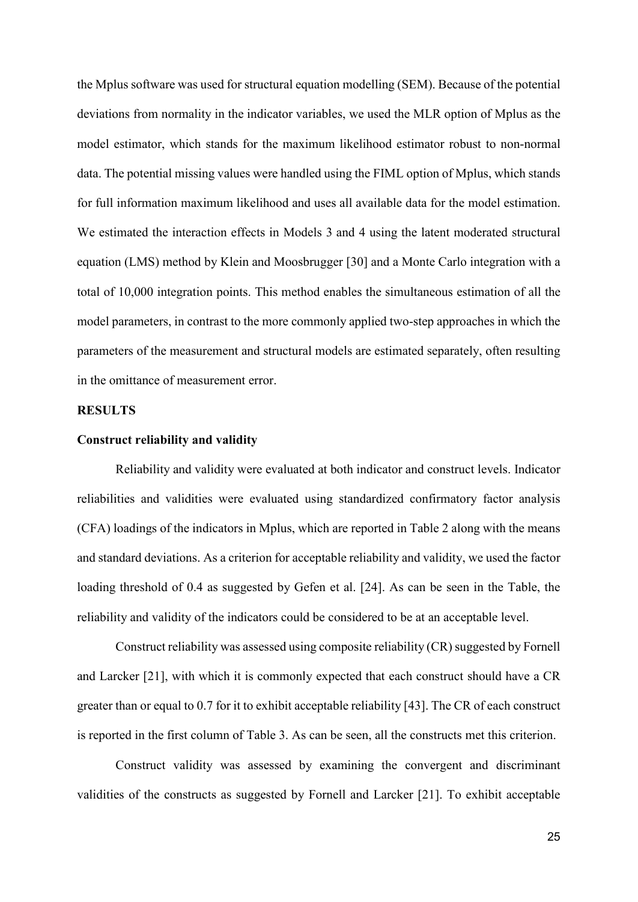the Mplus software was used for structural equation modelling (SEM). Because of the potential deviations from normality in the indicator variables, we used the MLR option of Mplus as the model estimator, which stands for the maximum likelihood estimator robust to non-normal data. The potential missing values were handled using the FIML option of Mplus, which stands for full information maximum likelihood and uses all available data for the model estimation. We estimated the interaction effects in Models 3 and 4 using the latent moderated structural equation (LMS) method by Klein and Moosbrugger [30] and a Monte Carlo integration with a total of 10,000 integration points. This method enables the simultaneous estimation of all the model parameters, in contrast to the more commonly applied two-step approaches in which the parameters of the measurement and structural models are estimated separately, often resulting in the omittance of measurement error.

## RESULTS

### Construct reliability and validity

Reliability and validity were evaluated at both indicator and construct levels. Indicator reliabilities and validities were evaluated using standardized confirmatory factor analysis (CFA) loadings of the indicators in Mplus, which are reported in Table 2 along with the means and standard deviations. As a criterion for acceptable reliability and validity, we used the factor loading threshold of 0.4 as suggested by Gefen et al. [24]. As can be seen in the Table, the reliability and validity of the indicators could be considered to be at an acceptable level.

Construct reliability was assessed using composite reliability (CR) suggested by Fornell and Larcker [21], with which it is commonly expected that each construct should have a CR greater than or equal to 0.7 for it to exhibit acceptable reliability [43]. The CR of each construct is reported in the first column of Table 3. As can be seen, all the constructs met this criterion.

Construct validity was assessed by examining the convergent and discriminant validities of the constructs as suggested by Fornell and Larcker [21]. To exhibit acceptable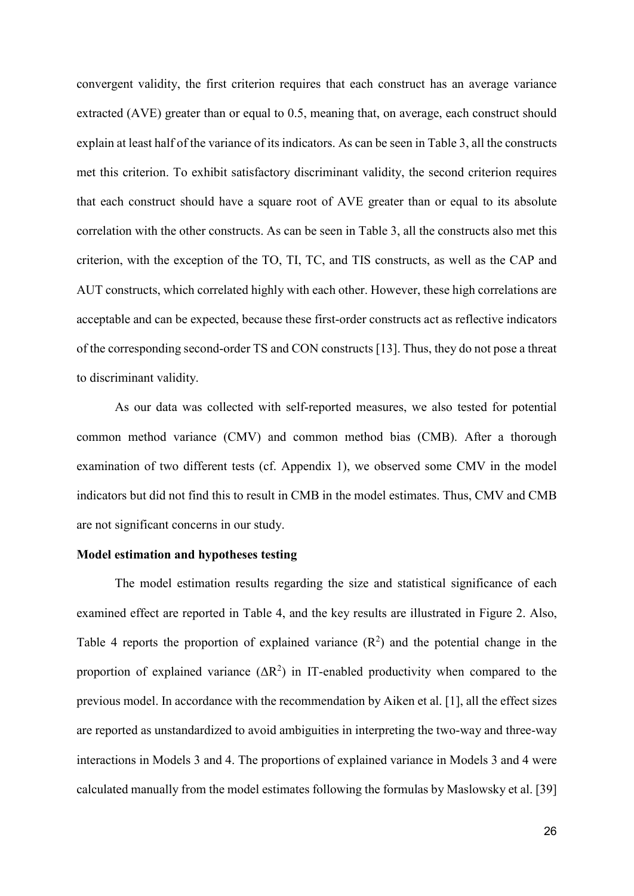convergent validity, the first criterion requires that each construct has an average variance extracted (AVE) greater than or equal to 0.5, meaning that, on average, each construct should explain at least half of the variance of its indicators. As can be seen in Table 3, all the constructs met this criterion. To exhibit satisfactory discriminant validity, the second criterion requires that each construct should have a square root of AVE greater than or equal to its absolute correlation with the other constructs. As can be seen in Table 3, all the constructs also met this criterion, with the exception of the TO, TI, TC, and TIS constructs, as well as the CAP and AUT constructs, which correlated highly with each other. However, these high correlations are acceptable and can be expected, because these first-order constructs act as reflective indicators of the corresponding second-order TS and CON constructs [13]. Thus, they do not pose a threat to discriminant validity.

As our data was collected with self-reported measures, we also tested for potential common method variance (CMV) and common method bias (CMB). After a thorough examination of two different tests (cf. Appendix 1), we observed some CMV in the model indicators but did not find this to result in CMB in the model estimates. Thus, CMV and CMB are not significant concerns in our study.

**Model estimation and hypotheses testing**

The model estimation results regarding the size and statistical significance of each examined effect are reported in Table 4, and the key results are illustrated in Figure 2. Also, Table 4 reports the proportion of explained variance ($R^2$) and the potential change in the proportion of explained variance ($\Delta R^2$) in IT-enabled productivity when compared to the previous model. In accordance with the recommendation by Aiken et al. [1], all the effect sizes are reported as unstandardized to avoid ambiguities in interpreting the two-way and three-way interactions in Models 3 and 4. The proportions of explained variance in Models 3 and 4 were calculated manually from the model estimates following the formulas by Maslowsky et al. [39]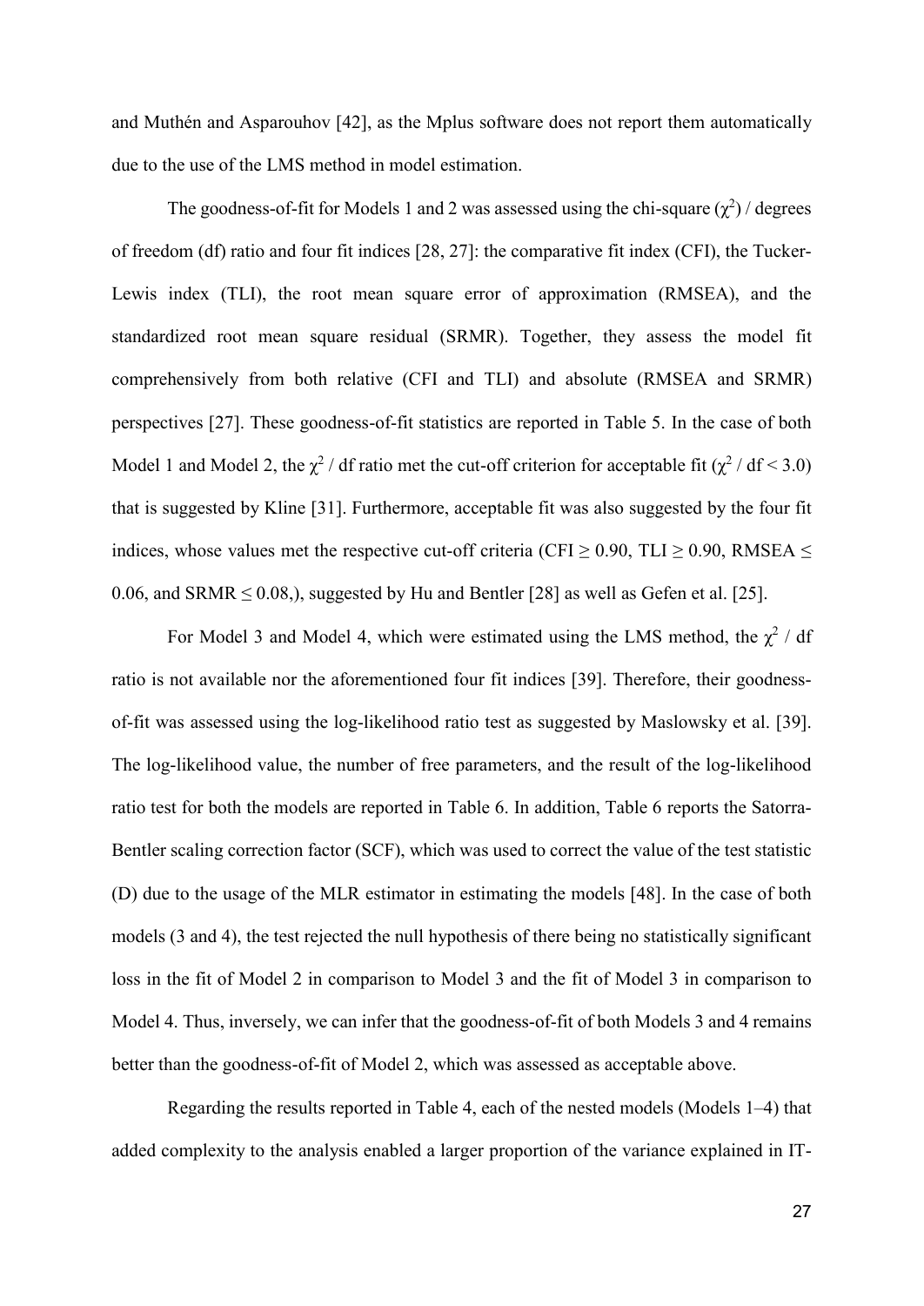and Muthén and Asparouhov [42], as the Mplus software does not report them automatically due to the use of the LMS method in model estimation.

The goodness-of-fit for Models 1 and 2 was assessed using the chi-square ($\chi^2$) / degrees of freedom (df) ratio and four fit indices [28, 27]: the comparative fit index (CFI), the Tucker-Lewis index (TLI), the root mean square error of approximation (RMSEA), and the standardized root mean square residual (SRMR). Together, they assess the model fit comprehensively from both relative (CFI and TLI) and absolute (RMSEA and SRMR) perspectives [27]. These goodness-of-fit statistics are reported in Table 5. In the case of both Model 1 and Model 2, the $\chi^2$ / df ratio met the cut-off criterion for acceptable fit ($\chi^2$ / df < 3.0) that is suggested by Kline [31]. Furthermore, acceptable fit was also suggested by the four fit indices, whose values met the respective cut-off criteria (CFI ≥ 0.90, TLI ≥ 0.90, RMSEA ≤ 0.06, and SRMR ≤ 0.08,), suggested by Hu and Bentler [28] as well as Gefen et al. [25].

For Model 3 and Model 4, which were estimated using the LMS method, the $\chi^2$ / df ratio is not available nor the aforementioned four fit indices [39]. Therefore, their goodness-of-fit was assessed using the log-likelihood ratio test as suggested by Maslowsky et al. [39]. The log-likelihood value, the number of free parameters, and the result of the log-likelihood ratio test for both the models are reported in Table 6. In addition, Table 6 reports the Satorra-Bentler scaling correction factor (SCF), which was used to correct the value of the test statistic (D) due to the usage of the MLR estimator in estimating the models [48]. In the case of both models (3 and 4), the test rejected the null hypothesis of there being no statistically significant loss in the fit of Model 2 in comparison to Model 3 and the fit of Model 3 in comparison to Model 4. Thus, inversely, we can infer that the goodness-of-fit of both Models 3 and 4 remains better than the goodness-of-fit of Model 2, which was assessed as acceptable above.

Regarding the results reported in Table 4, each of the nested models (Models 1–4) that added complexity to the analysis enabled a larger proportion of the variance explained in IT-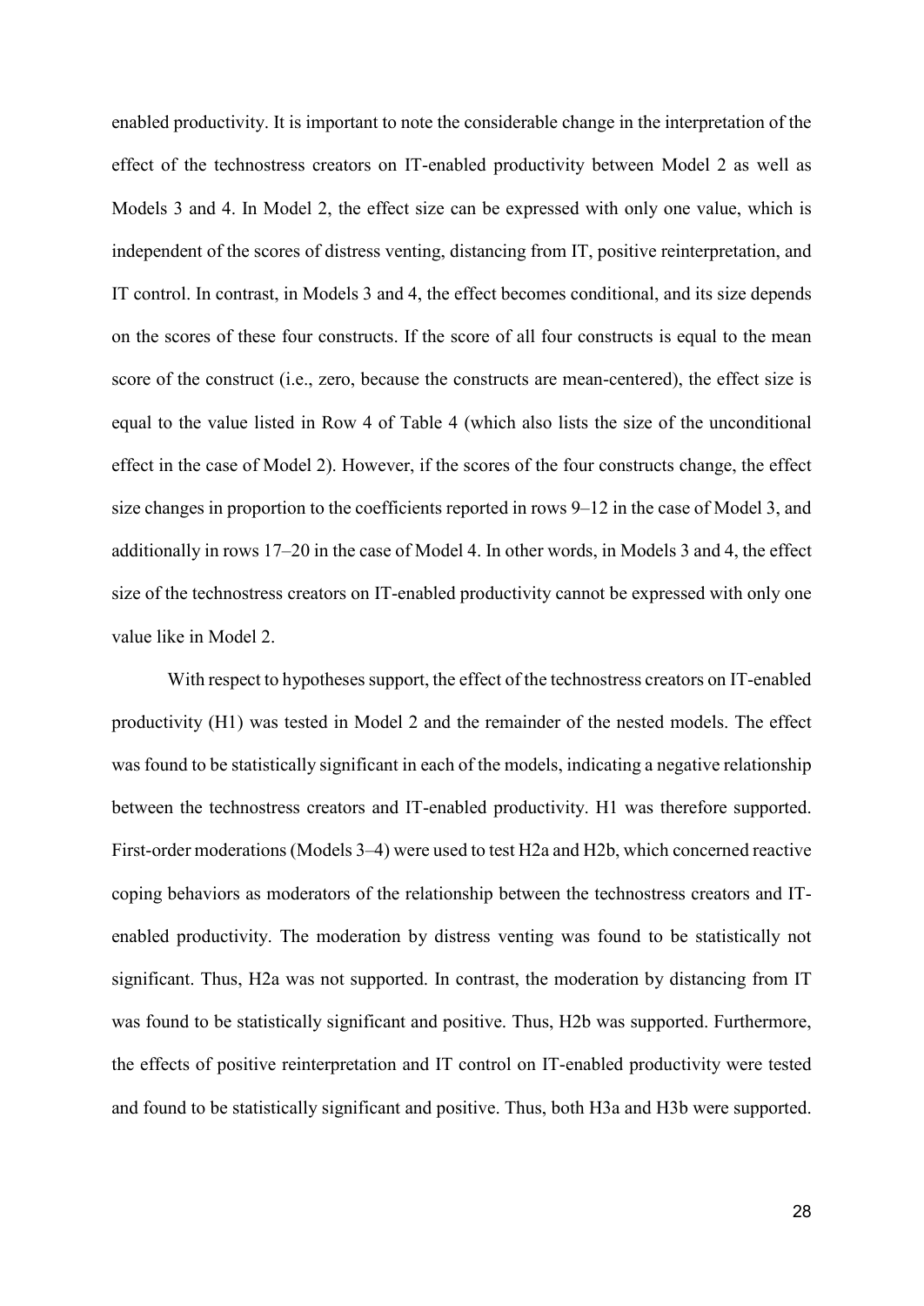enabled productivity. It is important to note the considerable change in the interpretation of the effect of the technostress creators on IT-enabled productivity between Model 2 as well as Models 3 and 4. In Model 2, the effect size can be expressed with only one value, which is independent of the scores of distress venting, distancing from IT, positive reinterpretation, and IT control. In contrast, in Models 3 and 4, the effect becomes conditional, and its size depends on the scores of these four constructs. If the score of all four constructs is equal to the mean score of the construct (i.e., zero, because the constructs are mean-centered), the effect size is equal to the value listed in Row 4 of Table 4 (which also lists the size of the unconditional effect in the case of Model 2). However, if the scores of the four constructs change, the effect size changes in proportion to the coefficients reported in rows 9–12 in the case of Model 3, and additionally in rows 17–20 in the case of Model 4. In other words, in Models 3 and 4, the effect size of the technostress creators on IT-enabled productivity cannot be expressed with only one value like in Model 2.

With respect to hypotheses support, the effect of the technostress creators on IT-enabled productivity (H1) was tested in Model 2 and the remainder of the nested models. The effect was found to be statistically significant in each of the models, indicating a negative relationship between the technostress creators and IT-enabled productivity. H1 was therefore supported. First-order moderations (Models 3–4) were used to test H2a and H2b, which concerned reactive coping behaviors as moderators of the relationship between the technostress creators and IT-enabled productivity. The moderation by distress venting was found to be statistically not significant. Thus, H2a was not supported. In contrast, the moderation by distancing from IT was found to be statistically significant and positive. Thus, H2b was supported. Furthermore, the effects of positive reinterpretation and IT control on IT-enabled productivity were tested and found to be statistically significant and positive. Thus, both H3a and H3b were supported.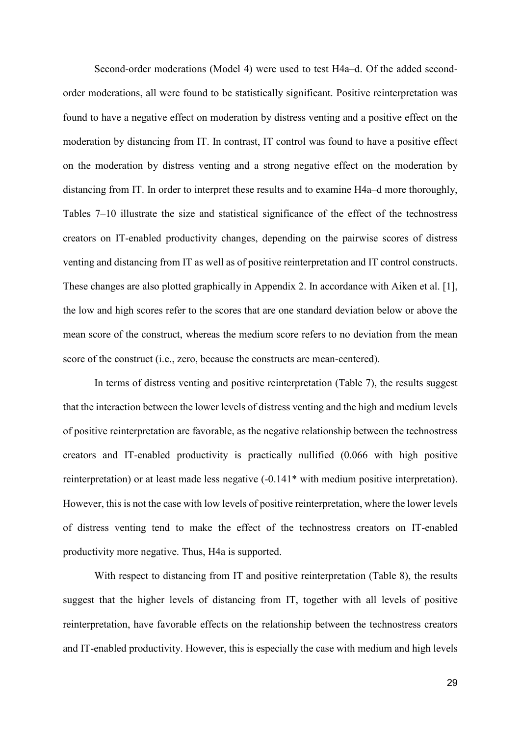Second-order moderations (Model 4) were used to test H4a–d. Of the added second-order moderations, all were found to be statistically significant. Positive reinterpretation was found to have a negative effect on moderation by distress venting and a positive effect on the moderation by distancing from IT. In contrast, IT control was found to have a positive effect on the moderation by distress venting and a strong negative effect on the moderation by distancing from IT. In order to interpret these results and to examine H4a–d more thoroughly, Tables 7–10 illustrate the size and statistical significance of the effect of the technostress creators on IT-enabled productivity changes, depending on the pairwise scores of distress venting and distancing from IT as well as of positive reinterpretation and IT control constructs. These changes are also plotted graphically in Appendix 2. In accordance with Aiken et al. [1], the low and high scores refer to the scores that are one standard deviation below or above the mean score of the construct, whereas the medium score refers to no deviation from the mean score of the construct (i.e., zero, because the constructs are mean-centered).

In terms of distress venting and positive reinterpretation (Table 7), the results suggest that the interaction between the lower levels of distress venting and the high and medium levels of positive reinterpretation are favorable, as the negative relationship between the technostress creators and IT-enabled productivity is practically nullified (0.066 with high positive reinterpretation) or at least made less negative (-0.141* with medium positive interpretation). However, this is not the case with low levels of positive reinterpretation, where the lower levels of distress venting tend to make the effect of the technostress creators on IT-enabled productivity more negative. Thus, H4a is supported.

With respect to distancing from IT and positive reinterpretation (Table 8), the results suggest that the higher levels of distancing from IT, together with all levels of positive reinterpretation, have favorable effects on the relationship between the technostress creators and IT-enabled productivity. However, this is especially the case with medium and high levels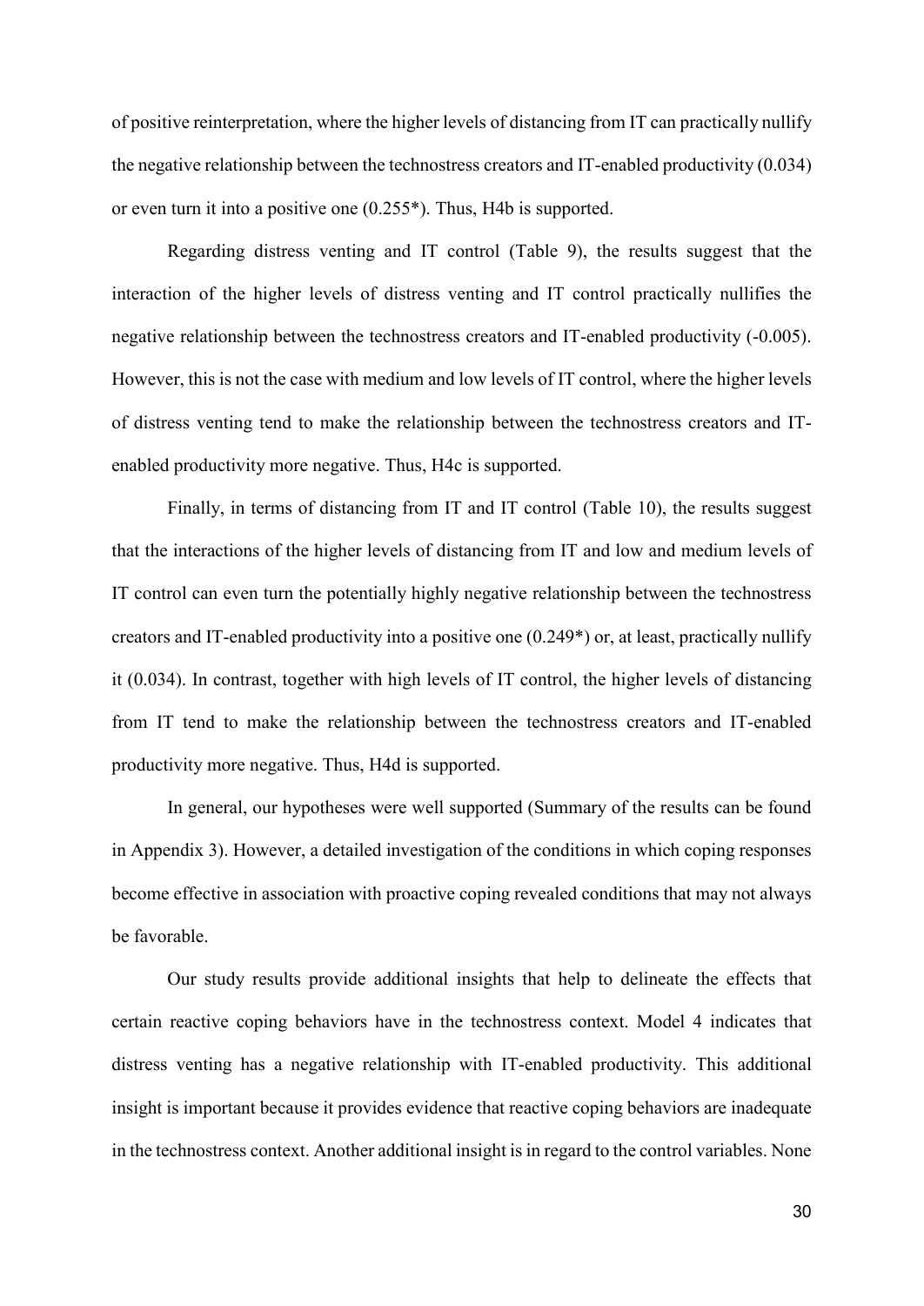of positive reinterpretation, where the higher levels of distancing from IT can practically nullify the negative relationship between the technostress creators and IT-enabled productivity (0.034) or even turn it into a positive one (0.255*). Thus, H4b is supported.

Regarding distress venting and IT control (Table 9), the results suggest that the interaction of the higher levels of distress venting and IT control practically nullifies the negative relationship between the technostress creators and IT-enabled productivity (-0.005). However, this is not the case with medium and low levels of IT control, where the higher levels of distress venting tend to make the relationship between the technostress creators and IT-enabled productivity more negative. Thus, H4c is supported.

Finally, in terms of distancing from IT and IT control (Table 10), the results suggest that the interactions of the higher levels of distancing from IT and low and medium levels of IT control can even turn the potentially highly negative relationship between the technostress creators and IT-enabled productivity into a positive one (0.249*) or, at least, practically nullify it (0.034). In contrast, together with high levels of IT control, the higher levels of distancing from IT tend to make the relationship between the technostress creators and IT-enabled productivity more negative. Thus, H4d is supported.

In general, our hypotheses were well supported (Summary of the results can be found in Appendix 3). However, a detailed investigation of the conditions in which coping responses become effective in association with proactive coping revealed conditions that may not always be favorable.

Our study results provide additional insights that help to delineate the effects that certain reactive coping behaviors have in the technostress context. Model 4 indicates that distress venting has a negative relationship with IT-enabled productivity. This additional insight is important because it provides evidence that reactive coping behaviors are inadequate in the technostress context. Another additional insight is in regard to the control variables. None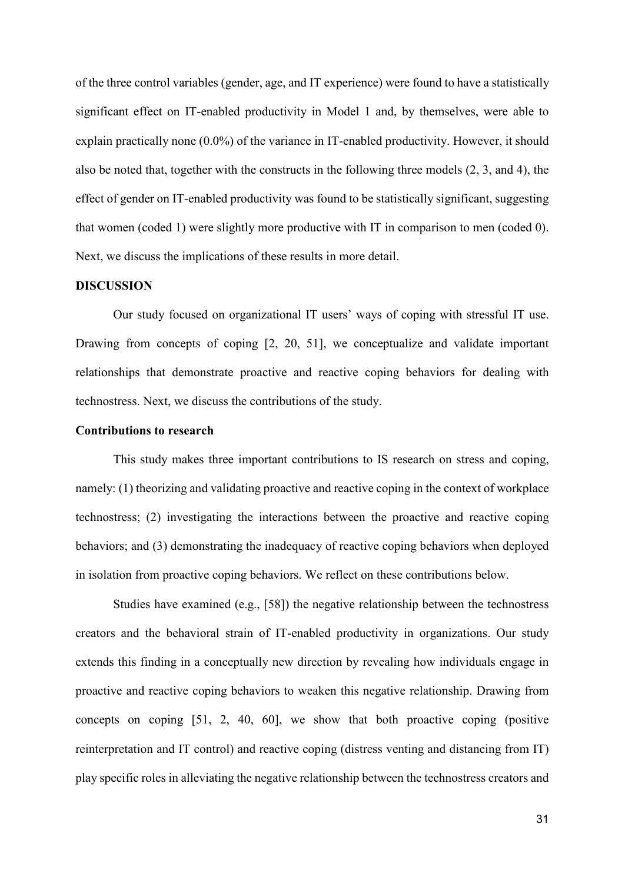of the three control variables (gender, age, and IT experience) were found to have a statistically significant effect on IT-enabled productivity in Model 1 and, by themselves, were able to explain practically none (0.0%) of the variance in IT-enabled productivity. However, it should also be noted that, together with the constructs in the following three models (2, 3, and 4), the effect of gender on IT-enabled productivity was found to be statistically significant, suggesting that women (coded 1) were slightly more productive with IT in comparison to men (coded 0). Next, we discuss the implications of these results in more detail.

## DISCUSSION

Our study focused on organizational IT users' ways of coping with stressful IT use. Drawing from concepts of coping [2, 20, 51], we conceptualize and validate important relationships that demonstrate proactive and reactive coping behaviors for dealing with technostress. Next, we discuss the contributions of the study.

### Contributions to research

This study makes three important contributions to IS research on stress and coping, namely: (1) theorizing and validating proactive and reactive coping in the context of workplace technostress; (2) investigating the interactions between the proactive and reactive coping behaviors; and (3) demonstrating the inadequacy of reactive coping behaviors when deployed in isolation from proactive coping behaviors. We reflect on these contributions below.

Studies have examined (e.g., [58]) the negative relationship between the technostress creators and the behavioral strain of IT-enabled productivity in organizations. Our study extends this finding in a conceptually new direction by revealing how individuals engage in proactive and reactive coping behaviors to weaken this negative relationship. Drawing from concepts on coping [51, 2, 40, 60], we show that both proactive coping (positive reinterpretation and IT control) and reactive coping (distress venting and distancing from IT) play specific roles in alleviating the negative relationship between the technostress creators and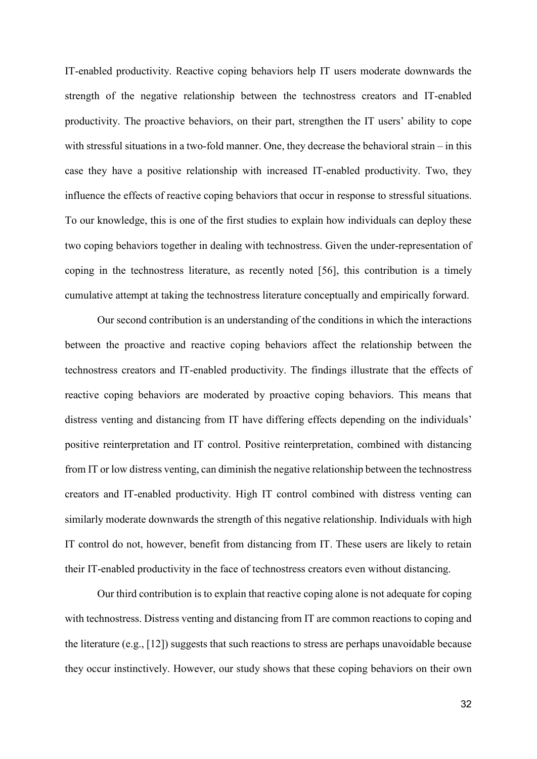IT-enabled productivity. Reactive coping behaviors help IT users moderate downwards the strength of the negative relationship between the technostress creators and IT-enabled productivity. The proactive behaviors, on their part, strengthen the IT users' ability to cope with stressful situations in a two-fold manner. One, they decrease the behavioral strain – in this case they have a positive relationship with increased IT-enabled productivity. Two, they influence the effects of reactive coping behaviors that occur in response to stressful situations. To our knowledge, this is one of the first studies to explain how individuals can deploy these two coping behaviors together in dealing with technostress. Given the under-representation of coping in the technostress literature, as recently noted [56], this contribution is a timely cumulative attempt at taking the technostress literature conceptually and empirically forward.

Our second contribution is an understanding of the conditions in which the interactions between the proactive and reactive coping behaviors affect the relationship between the technostress creators and IT-enabled productivity. The findings illustrate that the effects of reactive coping behaviors are moderated by proactive coping behaviors. This means that distress venting and distancing from IT have differing effects depending on the individuals' positive reinterpretation and IT control. Positive reinterpretation, combined with distancing from IT or low distress venting, can diminish the negative relationship between the technostress creators and IT-enabled productivity. High IT control combined with distress venting can similarly moderate downwards the strength of this negative relationship. Individuals with high IT control do not, however, benefit from distancing from IT. These users are likely to retain their IT-enabled productivity in the face of technostress creators even without distancing.

Our third contribution is to explain that reactive coping alone is not adequate for coping with technostress. Distress venting and distancing from IT are common reactions to coping and the literature (e.g., [12]) suggests that such reactions to stress are perhaps unavoidable because they occur instinctively. However, our study shows that these coping behaviors on their own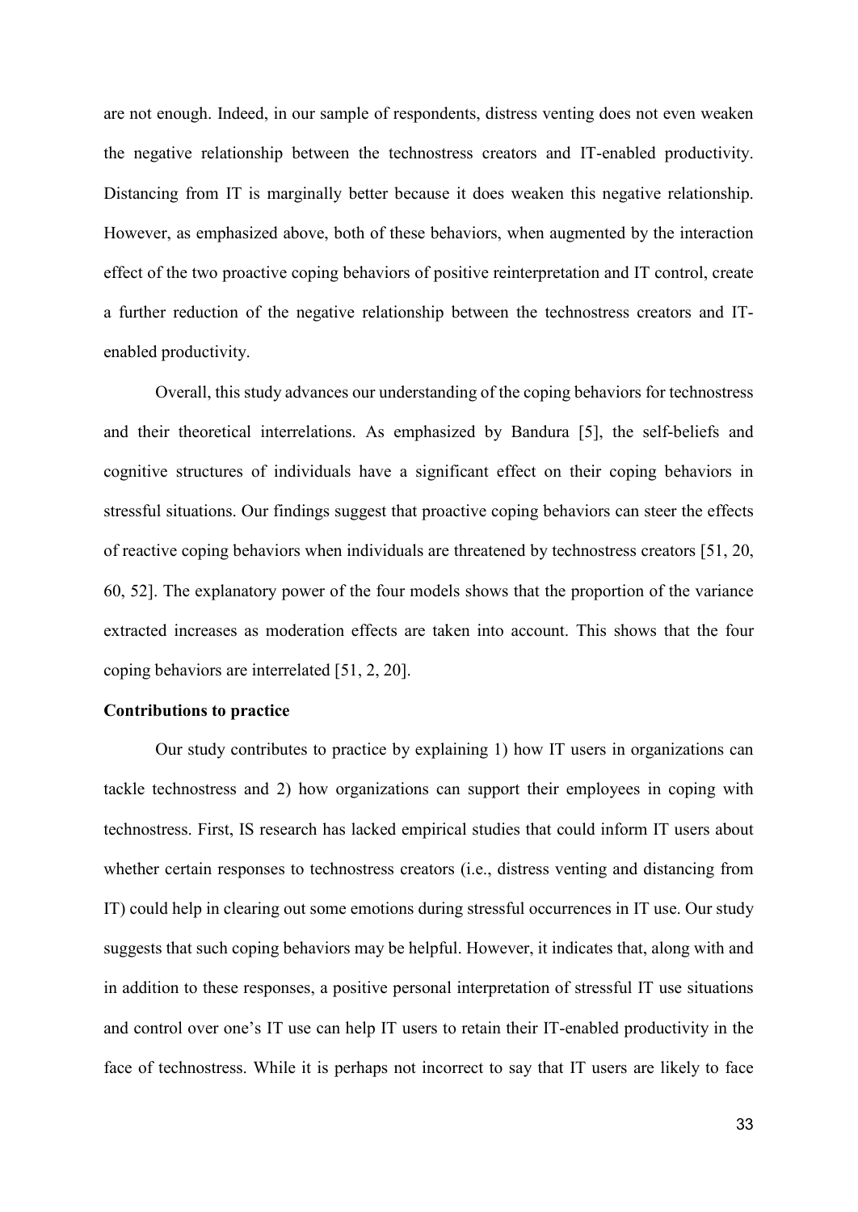are not enough. Indeed, in our sample of respondents, distress venting does not even weaken the negative relationship between the technostress creators and IT-enabled productivity. Distancing from IT is marginally better because it does weaken this negative relationship. However, as emphasized above, both of these behaviors, when augmented by the interaction effect of the two proactive coping behaviors of positive reinterpretation and IT control, create a further reduction of the negative relationship between the technostress creators and IT-enabled productivity.

Overall, this study advances our understanding of the coping behaviors for technostress and their theoretical interrelations. As emphasized by Bandura [5], the self-beliefs and cognitive structures of individuals have a significant effect on their coping behaviors in stressful situations. Our findings suggest that proactive coping behaviors can steer the effects of reactive coping behaviors when individuals are threatened by technostress creators [51, 20, 60, 52]. The explanatory power of the four models shows that the proportion of the variance extracted increases as moderation effects are taken into account. This shows that the four coping behaviors are interrelated [51, 2, 20].

**Contributions to practice**

Our study contributes to practice by explaining 1) how IT users in organizations can tackle technostress and 2) how organizations can support their employees in coping with technostress. First, IS research has lacked empirical studies that could inform IT users about whether certain responses to technostress creators (i.e., distress venting and distancing from IT) could help in clearing out some emotions during stressful occurrences in IT use. Our study suggests that such coping behaviors may be helpful. However, it indicates that, along with and in addition to these responses, a positive personal interpretation of stressful IT use situations and control over one's IT use can help IT users to retain their IT-enabled productivity in the face of technostress. While it is perhaps not incorrect to say that IT users are likely to face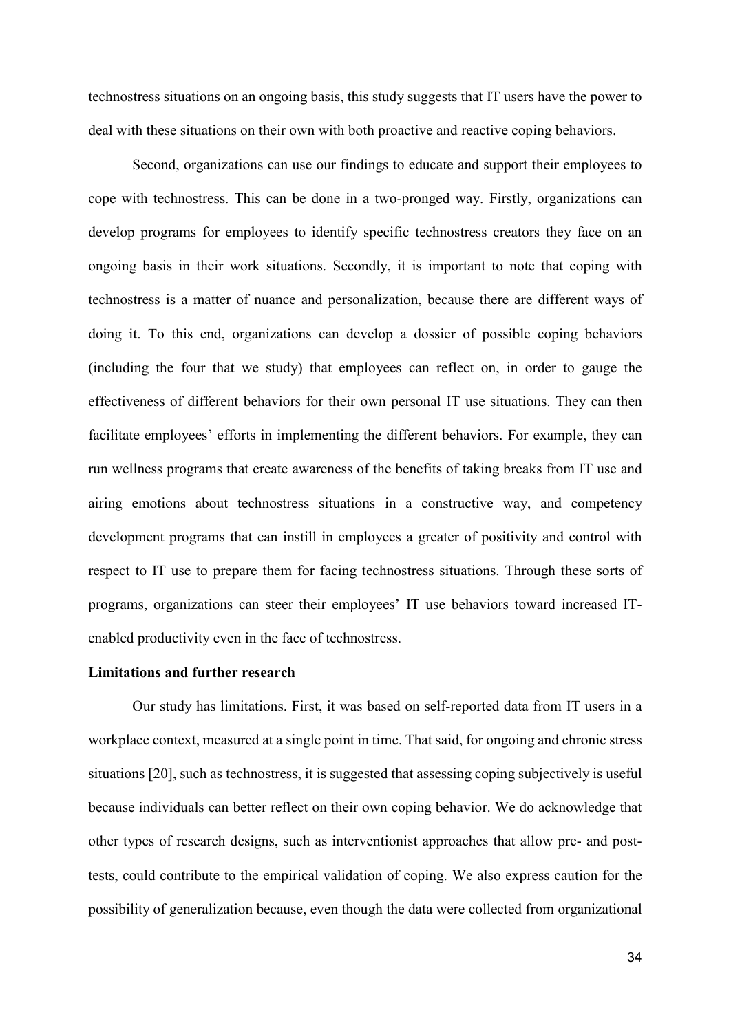technostress situations on an ongoing basis, this study suggests that IT users have the power to deal with these situations on their own with both proactive and reactive coping behaviors.

Second, organizations can use our findings to educate and support their employees to cope with technostress. This can be done in a two-pronged way. Firstly, organizations can develop programs for employees to identify specific technostress creators they face on an ongoing basis in their work situations. Secondly, it is important to note that coping with technostress is a matter of nuance and personalization, because there are different ways of doing it. To this end, organizations can develop a dossier of possible coping behaviors (including the four that we study) that employees can reflect on, in order to gauge the effectiveness of different behaviors for their own personal IT use situations. They can then facilitate employees' efforts in implementing the different behaviors. For example, they can run wellness programs that create awareness of the benefits of taking breaks from IT use and airing emotions about technostress situations in a constructive way, and competency development programs that can instill in employees a greater of positivity and control with respect to IT use to prepare them for facing technostress situations. Through these sorts of programs, organizations can steer their employees' IT use behaviors toward increased IT-enabled productivity even in the face of technostress.

**Limitations and further research**

Our study has limitations. First, it was based on self-reported data from IT users in a workplace context, measured at a single point in time. That said, for ongoing and chronic stress situations [20], such as technostress, it is suggested that assessing coping subjectively is useful because individuals can better reflect on their own coping behavior. We do acknowledge that other types of research designs, such as interventionist approaches that allow pre- and post-tests, could contribute to the empirical validation of coping. We also express caution for the possibility of generalization because, even though the data were collected from organizational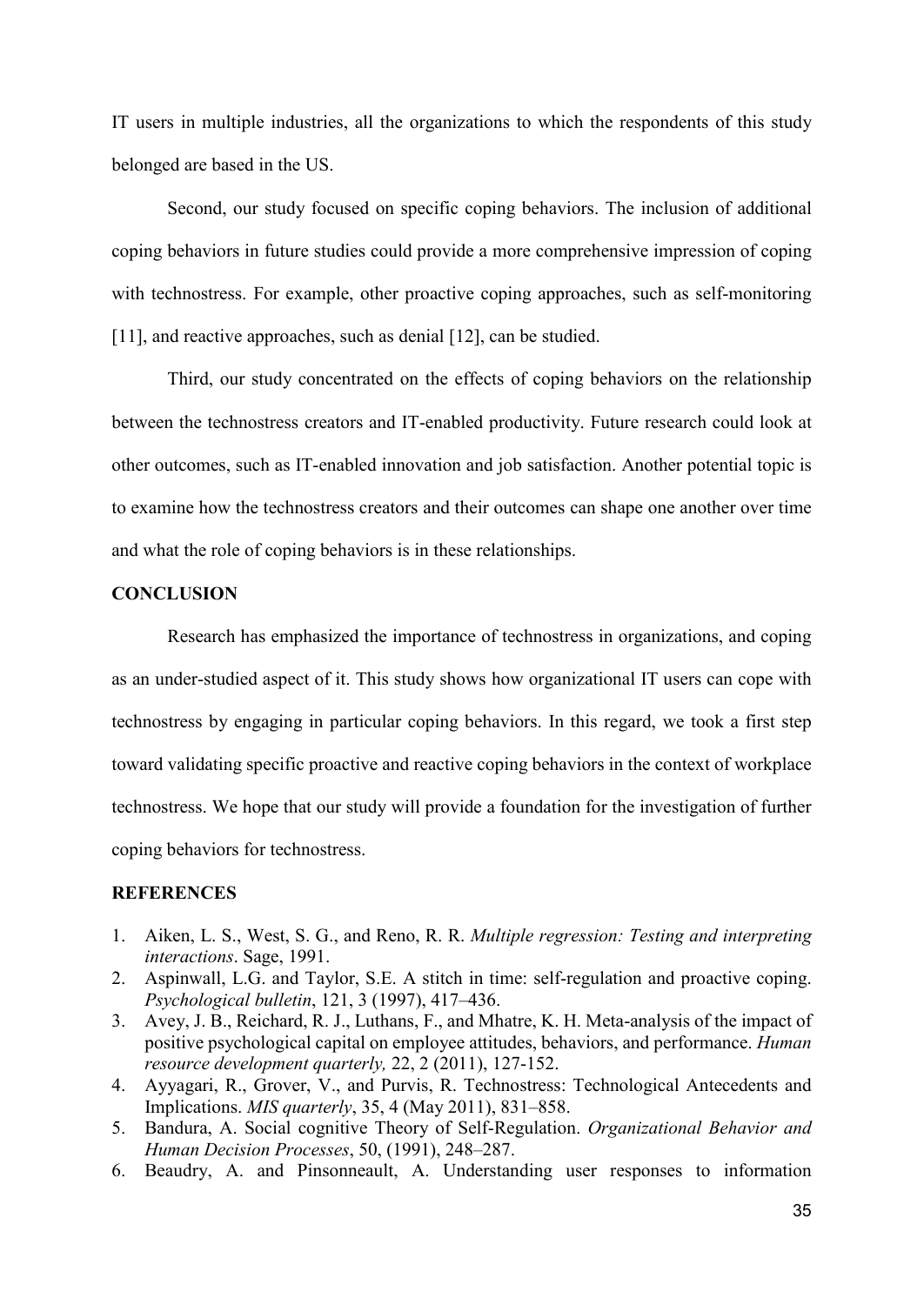IT users in multiple industries, all the organizations to which the respondents of this study belonged are based in the US.

Second, our study focused on specific coping behaviors. The inclusion of additional coping behaviors in future studies could provide a more comprehensive impression of coping with technostress. For example, other proactive coping approaches, such as self-monitoring [11], and reactive approaches, such as denial [12], can be studied.

Third, our study concentrated on the effects of coping behaviors on the relationship between the technostress creators and IT-enabled productivity. Future research could look at other outcomes, such as IT-enabled innovation and job satisfaction. Another potential topic is to examine how the technostress creators and their outcomes can shape one another over time and what the role of coping behaviors is in these relationships.

## CONCLUSION

Research has emphasized the importance of technostress in organizations, and coping as an under-studied aspect of it. This study shows how organizational IT users can cope with technostress by engaging in particular coping behaviors. In this regard, we took a first step toward validating specific proactive and reactive coping behaviors in the context of workplace technostress. We hope that our study will provide a foundation for the investigation of further coping behaviors for technostress.

## REFERENCES

1. Aiken, L. S., West, S. G., and Reno, R. R. *Multiple regression: Testing and interpreting interactions*. Sage, 1991.
2. Aspinwall, L.G. and Taylor, S.E. A stitch in time: self-regulation and proactive coping. *Psychological bulletin*, 121, 3 (1997), 417–436.
3. Avey, J. B., Reichard, R. J., Luthans, F., and Mhatre, K. H. Meta-analysis of the impact of positive psychological capital on employee attitudes, behaviors, and performance. *Human resource development quarterly,* 22, 2 (2011), 127-152.
4. Ayyagari, R., Grover, V., and Purvis, R. Technostress: Technological Antecedents and Implications. *MIS quarterly*, 35, 4 (May 2011), 831–858.
5. Bandura, A. Social cognitive Theory of Self-Regulation. *Organizational Behavior and Human Decision Processes*, 50, (1991), 248–287.
6. Beaudry, A. and Pinsonneault, A. Understanding user responses to information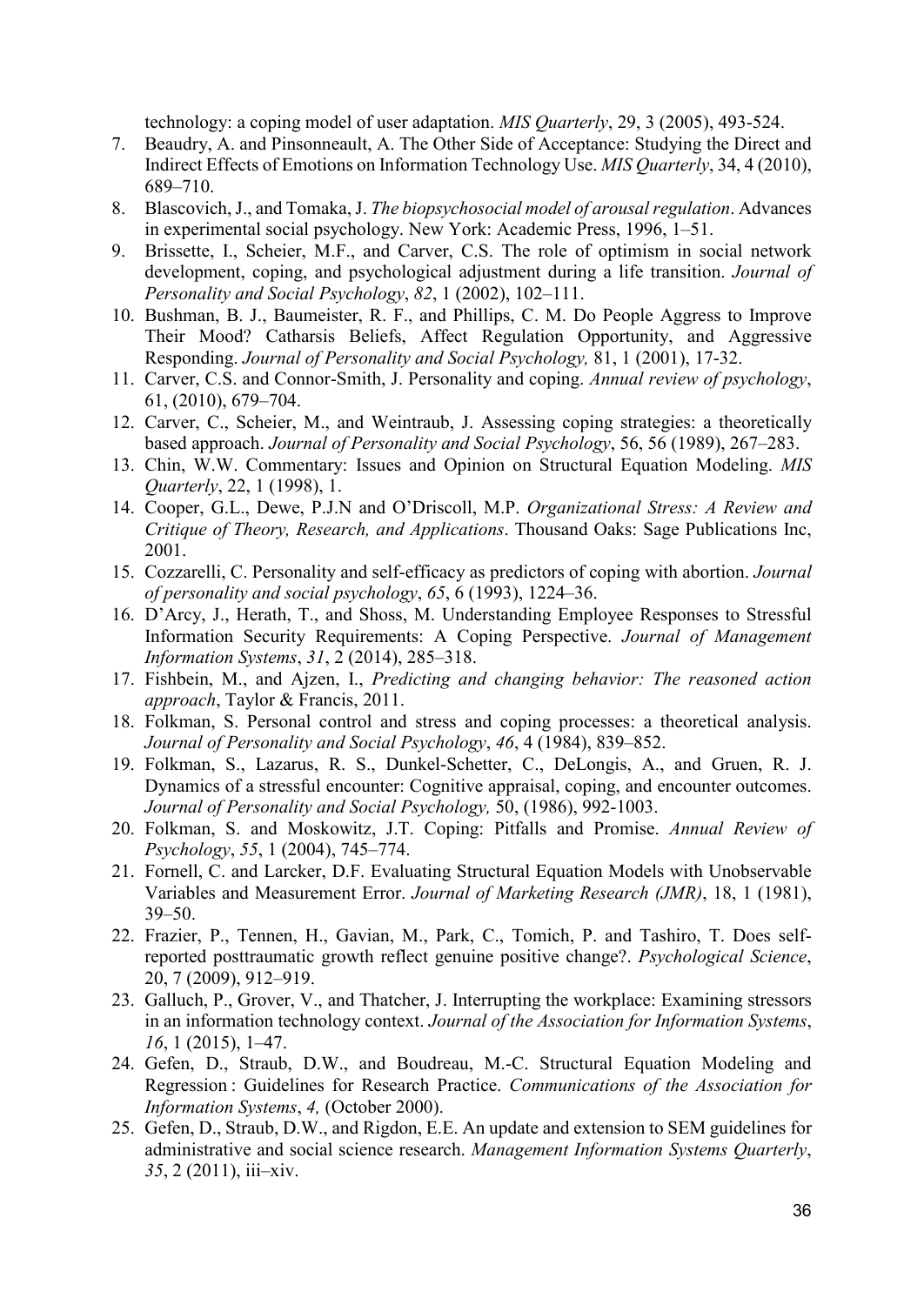technology: a coping model of user adaptation. *MIS Quarterly*, 29, 3 (2005), 493-524.

7. Beaudry, A. and Pinsonneault, A. The Other Side of Acceptance: Studying the Direct and Indirect Effects of Emotions on Information Technology Use. *MIS Quarterly*, 34, 4 (2010), 689–710.
8. Blascovich, J., and Tomaka, J. *The biopsychosocial model of arousal regulation*. Advances in experimental social psychology. New York: Academic Press, 1996, 1–51.
9. Brissette, I., Scheier, M.F., and Carver, C.S. The role of optimism in social network development, coping, and psychological adjustment during a life transition. *Journal of Personality and Social Psychology*, *82*, 1 (2002), 102–111.
10. Bushman, B. J., Baumeister, R. F., and Phillips, C. M. Do People Aggress to Improve Their Mood? Catharsis Beliefs, Affect Regulation Opportunity, and Aggressive Responding. *Journal of Personality and Social Psychology,* 81, 1 (2001), 17-32.
11. Carver, C.S. and Connor-Smith, J. Personality and coping. *Annual review of psychology*, 61, (2010), 679–704.
12. Carver, C., Scheier, M., and Weintraub, J. Assessing coping strategies: a theoretically based approach. *Journal of Personality and Social Psychology*, 56, 56 (1989), 267–283.
13. Chin, W.W. Commentary: Issues and Opinion on Structural Equation Modeling. *MIS Quarterly*, 22, 1 (1998), 1.
14. Cooper, G.L., Dewe, P.J.N and O'Driscoll, M.P. *Organizational Stress: A Review and Critique of Theory, Research, and Applications*. Thousand Oaks: Sage Publications Inc, 2001.
15. Cozzarelli, C. Personality and self-efficacy as predictors of coping with abortion. *Journal of personality and social psychology*, *65*, 6 (1993), 1224–36.
16. D'Arcy, J., Herath, T., and Shoss, M. Understanding Employee Responses to Stressful Information Security Requirements: A Coping Perspective. *Journal of Management Information Systems*, *31*, 2 (2014), 285–318.
17. Fishbein, M., and Ajzen, I., *Predicting and changing behavior: The reasoned action approach*, Taylor & Francis, 2011.
18. Folkman, S. Personal control and stress and coping processes: a theoretical analysis. *Journal of Personality and Social Psychology*, *46*, 4 (1984), 839–852.
19. Folkman, S., Lazarus, R. S., Dunkel-Schetter, C., DeLongis, A., and Gruen, R. J. Dynamics of a stressful encounter: Cognitive appraisal, coping, and encounter outcomes. *Journal of Personality and Social Psychology,* 50, (1986), 992-1003.
20. Folkman, S. and Moskowitz, J.T. Coping: Pitfalls and Promise. *Annual Review of Psychology*, *55*, 1 (2004), 745–774.
21. Fornell, C. and Larcker, D.F. Evaluating Structural Equation Models with Unobservable Variables and Measurement Error. *Journal of Marketing Research (JMR)*, 18, 1 (1981), 39–50.
22. Frazier, P., Tennen, H., Gavian, M., Park, C., Tomich, P. and Tashiro, T. Does self-reported posttraumatic growth reflect genuine positive change?. *Psychological Science*, 20, 7 (2009), 912–919.
23. Galluch, P., Grover, V., and Thatcher, J. Interrupting the workplace: Examining stressors in an information technology context. *Journal of the Association for Information Systems*, *16*, 1 (2015), 1–47.
24. Gefen, D., Straub, D.W., and Boudreau, M.-C. Structural Equation Modeling and Regression : Guidelines for Research Practice. *Communications of the Association for Information Systems*, *4,* (October 2000).
25. Gefen, D., Straub, D.W., and Rigdon, E.E. An update and extension to SEM guidelines for administrative and social science research. *Management Information Systems Quarterly*, *35*, 2 (2011), iii–xiv.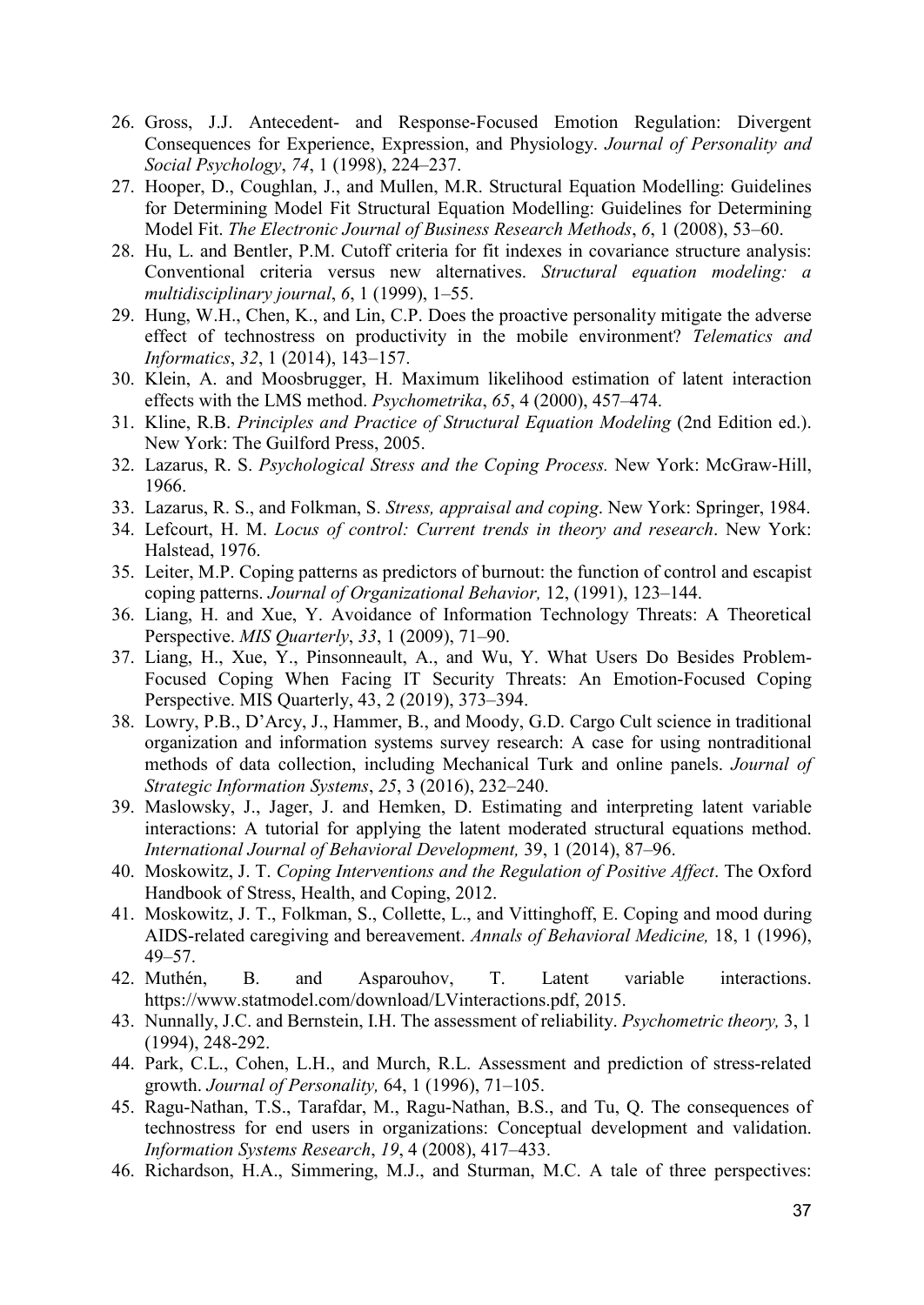26. Gross, J.J. Antecedent- and Response-Focused Emotion Regulation: Divergent Consequences for Experience, Expression, and Physiology. *Journal of Personality and Social Psychology*, *74*, 1 (1998), 224–237.
27. Hooper, D., Coughlan, J., and Mullen, M.R. Structural Equation Modelling: Guidelines for Determining Model Fit Structural Equation Modelling: Guidelines for Determining Model Fit. *The Electronic Journal of Business Research Methods*, *6*, 1 (2008), 53–60.
28. Hu, L. and Bentler, P.M. Cutoff criteria for fit indexes in covariance structure analysis: Conventional criteria versus new alternatives. *Structural equation modeling: a multidisciplinary journal*, *6*, 1 (1999), 1–55.
29. Hung, W.H., Chen, K., and Lin, C.P. Does the proactive personality mitigate the adverse effect of technostress on productivity in the mobile environment? *Telematics and Informatics*, *32*, 1 (2014), 143–157.
30. Klein, A. and Moosbrugger, H. Maximum likelihood estimation of latent interaction effects with the LMS method. *Psychometrika*, *65*, 4 (2000), 457–474.
31. Kline, R.B. *Principles and Practice of Structural Equation Modeling* (2nd Edition ed.). New York: The Guilford Press, 2005.
32. Lazarus, R. S. *Psychological Stress and the Coping Process.* New York: McGraw-Hill, 1966.
33. Lazarus, R. S., and Folkman, S. *Stress, appraisal and coping*. New York: Springer, 1984.
34. Lefcourt, H. M. *Locus of control: Current trends in theory and research*. New York: Halstead, 1976.
35. Leiter, M.P. Coping patterns as predictors of burnout: the function of control and escapist coping patterns. *Journal of Organizational Behavior,* 12, (1991), 123–144.
36. Liang, H. and Xue, Y. Avoidance of Information Technology Threats: A Theoretical Perspective. *MIS Quarterly*, *33*, 1 (2009), 71–90.
37. Liang, H., Xue, Y., Pinsonneault, A., and Wu, Y. What Users Do Besides Problem-Focused Coping When Facing IT Security Threats: An Emotion-Focused Coping Perspective. MIS Quarterly, 43, 2 (2019), 373–394.
38. Lowry, P.B., D'Arcy, J., Hammer, B., and Moody, G.D. Cargo Cult science in traditional organization and information systems survey research: A case for using nontraditional methods of data collection, including Mechanical Turk and online panels. *Journal of Strategic Information Systems*, *25*, 3 (2016), 232–240.
39. Maslowsky, J., Jager, J. and Hemken, D. Estimating and interpreting latent variable interactions: A tutorial for applying the latent moderated structural equations method. *International Journal of Behavioral Development,* 39, 1 (2014), 87–96.
40. Moskowitz, J. T. *Coping Interventions and the Regulation of Positive Affect*. The Oxford Handbook of Stress, Health, and Coping, 2012.
41. Moskowitz, J. T., Folkman, S., Collette, L., and Vittinghoff, E. Coping and mood during AIDS-related caregiving and bereavement. *Annals of Behavioral Medicine,* 18, 1 (1996), 49–57.
42. Muthén, B. and Asparouhov, T. Latent variable interactions. https://www.statmodel.com/download/LVinteractions.pdf, 2015.
43. Nunnally, J.C. and Bernstein, I.H. The assessment of reliability. *Psychometric theory,* 3, 1 (1994), 248-292.
44. Park, C.L., Cohen, L.H., and Murch, R.L. Assessment and prediction of stress-related growth. *Journal of Personality,* 64, 1 (1996), 71–105.
45. Ragu-Nathan, T.S., Tarafdar, M., Ragu-Nathan, B.S., and Tu, Q. The consequences of technostress for end users in organizations: Conceptual development and validation. *Information Systems Research*, *19*, 4 (2008), 417–433.
46. Richardson, H.A., Simmering, M.J., and Sturman, M.C. A tale of three perspectives: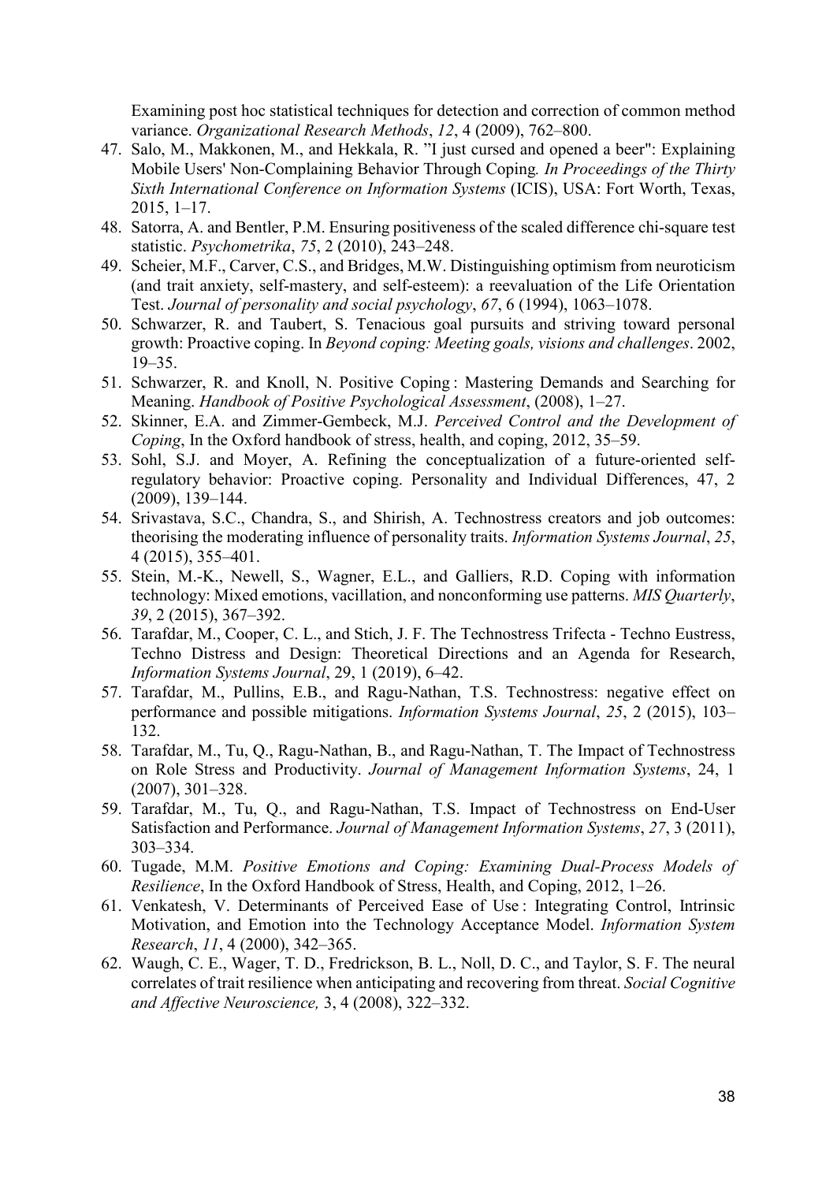Examining post hoc statistical techniques for detection and correction of common method variance. *Organizational Research Methods*, *12*, 4 (2009), 762–800.

47. Salo, M., Makkonen, M., and Hekkala, R. "I just cursed and opened a beer": Explaining Mobile Users' Non-Complaining Behavior Through Coping*. In Proceedings of the Thirty Sixth International Conference on Information Systems* (ICIS), USA: Fort Worth, Texas, 2015, 1–17.
48. Satorra, A. and Bentler, P.M. Ensuring positiveness of the scaled difference chi-square test statistic. *Psychometrika*, *75*, 2 (2010), 243–248.
49. Scheier, M.F., Carver, C.S., and Bridges, M.W. Distinguishing optimism from neuroticism (and trait anxiety, self-mastery, and self-esteem): a reevaluation of the Life Orientation Test. *Journal of personality and social psychology*, *67*, 6 (1994), 1063–1078.
50. Schwarzer, R. and Taubert, S. Tenacious goal pursuits and striving toward personal growth: Proactive coping. In *Beyond coping: Meeting goals, visions and challenges*. 2002, 19–35.
51. Schwarzer, R. and Knoll, N. Positive Coping : Mastering Demands and Searching for Meaning. *Handbook of Positive Psychological Assessment*, (2008), 1–27.
52. Skinner, E.A. and Zimmer-Gembeck, M.J. *Perceived Control and the Development of Coping*, In the Oxford handbook of stress, health, and coping, 2012, 35–59.
53. Sohl, S.J. and Moyer, A. Refining the conceptualization of a future-oriented self-regulatory behavior: Proactive coping. Personality and Individual Differences, 47, 2 (2009), 139–144.
54. Srivastava, S.C., Chandra, S., and Shirish, A. Technostress creators and job outcomes: theorising the moderating influence of personality traits. *Information Systems Journal*, *25*, 4 (2015), 355–401.
55. Stein, M.-K., Newell, S., Wagner, E.L., and Galliers, R.D. Coping with information technology: Mixed emotions, vacillation, and nonconforming use patterns. *MIS Quarterly*, *39*, 2 (2015), 367–392.
56. Tarafdar, M., Cooper, C. L., and Stich, J. F. The Technostress Trifecta - Techno Eustress, Techno Distress and Design: Theoretical Directions and an Agenda for Research, *Information Systems Journal*, 29, 1 (2019), 6–42.
57. Tarafdar, M., Pullins, E.B., and Ragu-Nathan, T.S. Technostress: negative effect on performance and possible mitigations. *Information Systems Journal*, *25*, 2 (2015), 103–132.
58. Tarafdar, M., Tu, Q., Ragu-Nathan, B., and Ragu-Nathan, T. The Impact of Technostress on Role Stress and Productivity. *Journal of Management Information Systems*, 24, 1 (2007), 301–328.
59. Tarafdar, M., Tu, Q., and Ragu-Nathan, T.S. Impact of Technostress on End-User Satisfaction and Performance. *Journal of Management Information Systems*, *27*, 3 (2011), 303–334.
60. Tugade, M.M. *Positive Emotions and Coping: Examining Dual-Process Models of Resilience*, In the Oxford Handbook of Stress, Health, and Coping, 2012, 1–26.
61. Venkatesh, V. Determinants of Perceived Ease of Use : Integrating Control, Intrinsic Motivation, and Emotion into the Technology Acceptance Model. *Information System Research*, *11*, 4 (2000), 342–365.
62. Waugh, C. E., Wager, T. D., Fredrickson, B. L., Noll, D. C., and Taylor, S. F. The neural correlates of trait resilience when anticipating and recovering from threat. *Social Cognitive and Affective Neuroscience,* 3, 4 (2008), 322–332.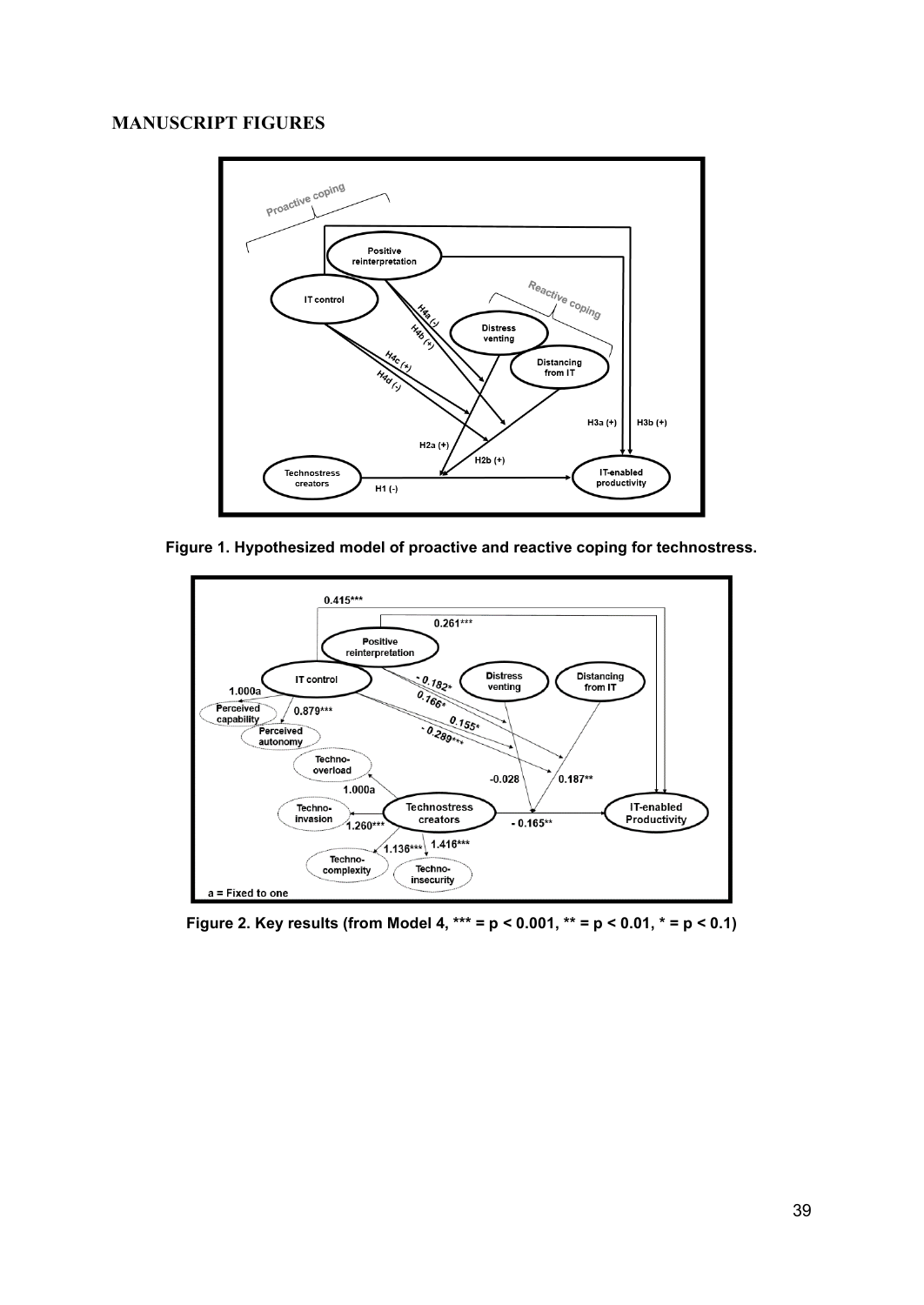## MANUSCRIPT FIGURES

**Figure 1. Hypothesized model of proactive and reactive coping for technostress.**

**Figure 2. Key results (from Model 4, *** = p < 0.001, ** = p < 0.01, * = p < 0.1)**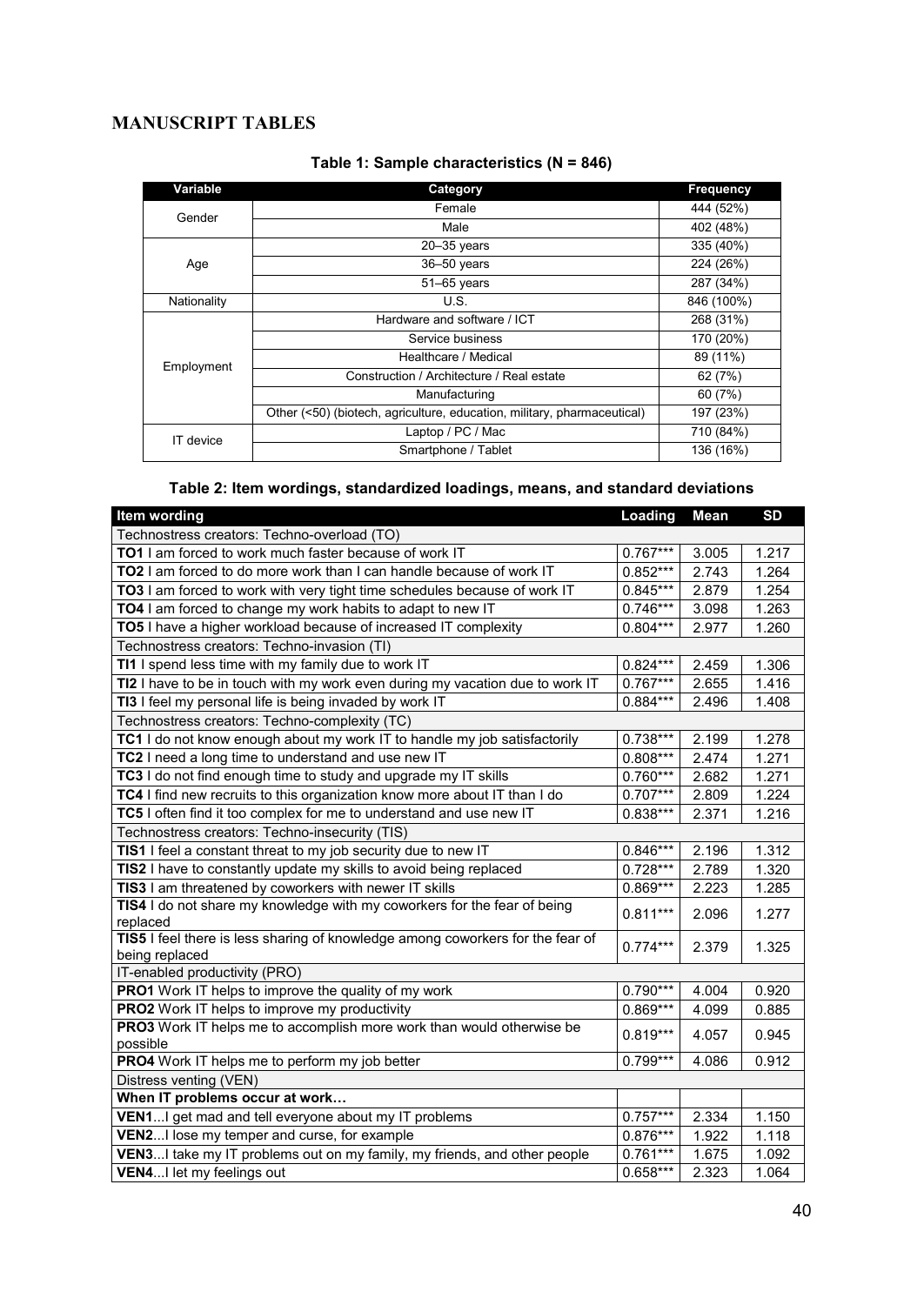## MANUSCRIPT TABLES

**Table 1: Sample characteristics (N = 846)**

| Variable | Category | Frequency |
|---|---|---|
| Gender | Female | 444 (52%) |
| | Male | 402 (48%) |
| Age | 20–35 years | 335 (40%) |
| | 36–50 years | 224 (26%) |
| | 51–65 years | 287 (34%) |
| Nationality | U.S. | 846 (100%) |
| Employment | Hardware and software / ICT | 268 (31%) |
| | Service business | 170 (20%) |
| | Healthcare / Medical | 89 (11%) |
| | Construction / Architecture / Real estate | 62 (7%) |
| | Manufacturing | 60 (7%) |
| | Other (<50) (biotech, agriculture, education, military, pharmaceutical) | 197 (23%) |
| IT device | Laptop / PC / Mac | 710 (84%) |
| | Smartphone / Tablet | 136 (16%) |

**Table 2: Item wordings, standardized loadings, means, and standard deviations**

| Item wording | Loading | Mean | SD |
|---|---|---|---|
| Technostress creators: Techno-overload (TO) | | | |
| **TO1** I am forced to work much faster because of work IT | 0.767*** | 3.005 | 1.217 |
| **TO2** I am forced to do more work than I can handle because of work IT | 0.852*** | 2.743 | 1.264 |
| **TO3** I am forced to work with very tight time schedules because of work IT | 0.845*** | 2.879 | 1.254 |
| **TO4** I am forced to change my work habits to adapt to new IT | 0.746*** | 3.098 | 1.263 |
| **TO5** I have a higher workload because of increased IT complexity | 0.804*** | 2.977 | 1.260 |
| Technostress creators: Techno-invasion (TI) | | | |
| **TI1** I spend less time with my family due to work IT | 0.824*** | 2.459 | 1.306 |
| **TI2** I have to be in touch with my work even during my vacation due to work IT | 0.767*** | 2.655 | 1.416 |
| **TI3** I feel my personal life is being invaded by work IT | 0.884*** | 2.496 | 1.408 |
| Technostress creators: Techno-complexity (TC) | | | |
| **TC1** I do not know enough about my work IT to handle my job satisfactorily | 0.738*** | 2.199 | 1.278 |
| **TC2** I need a long time to understand and use new IT | 0.808*** | 2.474 | 1.271 |
| **TC3** I do not find enough time to study and upgrade my IT skills | 0.760*** | 2.682 | 1.271 |
| **TC4** I find new recruits to this organization know more about IT than I do | 0.707*** | 2.809 | 1.224 |
| **TC5** I often find it too complex for me to understand and use new IT | 0.838*** | 2.371 | 1.216 |
| Technostress creators: Techno-insecurity (TIS) | | | |
| **TIS1** I feel a constant threat to my job security due to new IT | 0.846*** | 2.196 | 1.312 |
| **TIS2** I have to constantly update my skills to avoid being replaced | 0.728*** | 2.789 | 1.320 |
| **TIS3** I am threatened by coworkers with newer IT skills | 0.869*** | 2.223 | 1.285 |
| **TIS4** I do not share my knowledge with my coworkers for the fear of being replaced | 0.811*** | 2.096 | 1.277 |
| **TIS5** I feel there is less sharing of knowledge among coworkers for the fear of being replaced | 0.774*** | 2.379 | 1.325 |
| IT-enabled productivity (PRO) | | | |
| **PRO1** Work IT helps to improve the quality of my work | 0.790*** | 4.004 | 0.920 |
| **PRO2** Work IT helps to improve my productivity | 0.869*** | 4.099 | 0.885 |
| **PRO3** Work IT helps me to accomplish more work than would otherwise be possible | 0.819*** | 4.057 | 0.945 |
| **PRO4** Work IT helps me to perform my job better | 0.799*** | 4.086 | 0.912 |
| Distress venting (VEN) | | | |
| **When IT problems occur at work…** | | | |
| **VEN1**...I get mad and tell everyone about my IT problems | 0.757*** | 2.334 | 1.150 |
| **VEN2**...I lose my temper and curse, for example | 0.876*** | 1.922 | 1.118 |
| **VEN3**...I take my IT problems out on my family, my friends, and other people | 0.761*** | 1.675 | 1.092 |
| **VEN4**...I let my feelings out | 0.658*** | 2.323 | 1.064 |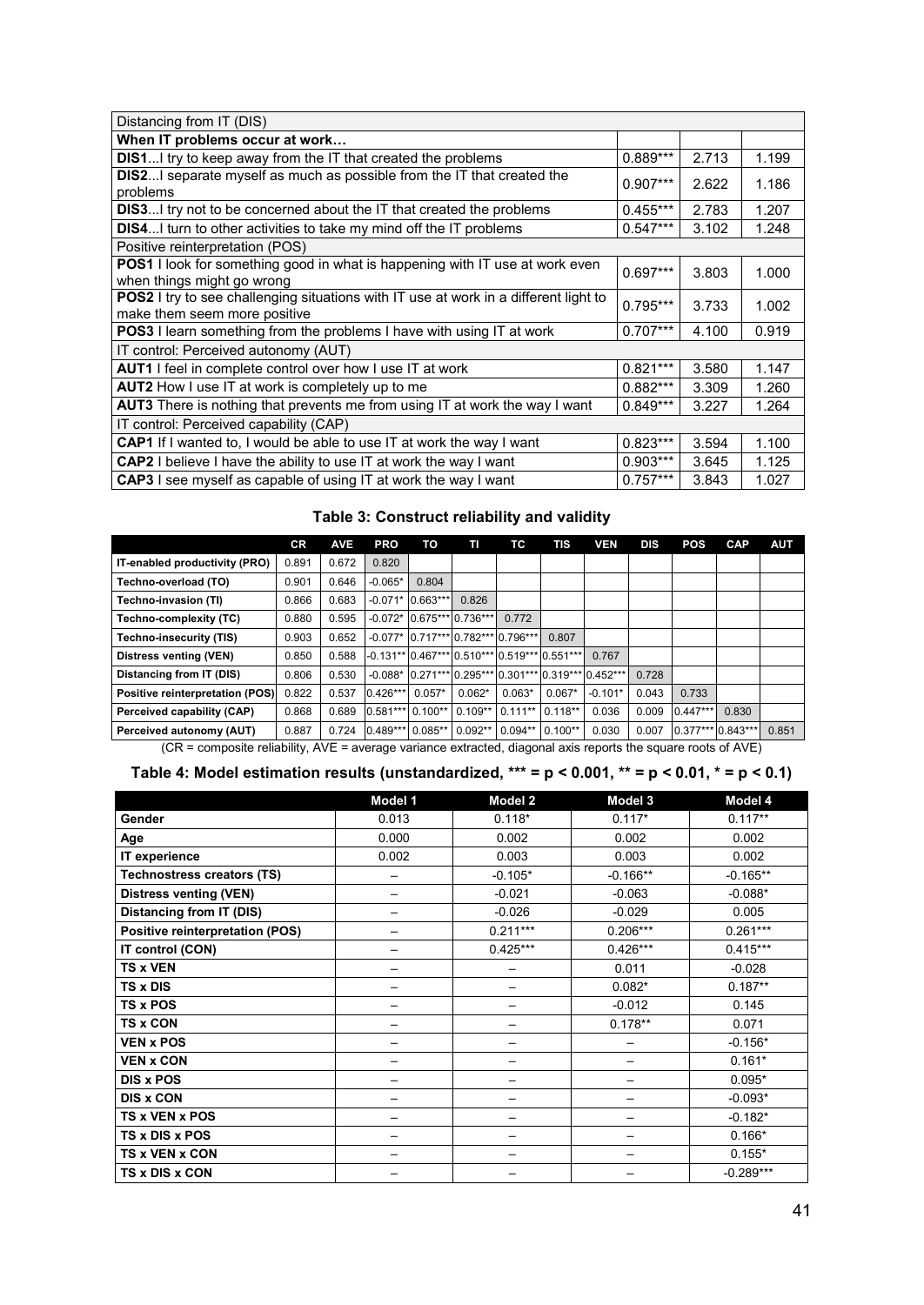| Distancing from IT (DIS) | | | |
|---|---|---|---|
| **When IT problems occur at work…** | | | |
| **DIS1**...I try to keep away from the IT that created the problems | 0.889*** | 2.713 | 1.199 |
| **DIS2**...I separate myself as much as possible from the IT that created the problems | 0.907*** | 2.622 | 1.186 |
| **DIS3**...I try not to be concerned about the IT that created the problems | 0.455*** | 2.783 | 1.207 |
| **DIS4**...I turn to other activities to take my mind off the IT problems | 0.547*** | 3.102 | 1.248 |
| Positive reinterpretation (POS) | | | |
| **POS1** I look for something good in what is happening with IT use at work even when things might go wrong | 0.697*** | 3.803 | 1.000 |
| **POS2** I try to see challenging situations with IT use at work in a different light to make them seem more positive | 0.795*** | 3.733 | 1.002 |
| **POS3** I learn something from the problems I have with using IT at work | 0.707*** | 4.100 | 0.919 |
| IT control: Perceived autonomy (AUT) | | | |
| **AUT1** I feel in complete control over how I use IT at work | 0.821*** | 3.580 | 1.147 |
| **AUT2** How I use IT at work is completely up to me | 0.882*** | 3.309 | 1.260 |
| **AUT3** There is nothing that prevents me from using IT at work the way I want | 0.849*** | 3.227 | 1.264 |
| IT control: Perceived capability (CAP) | | | |
| **CAP1** If I wanted to, I would be able to use IT at work the way I want | 0.823*** | 3.594 | 1.100 |
| **CAP2** I believe I have the ability to use IT at work the way I want | 0.903*** | 3.645 | 1.125 |
| **CAP3** I see myself as capable of using IT at work the way I want | 0.757*** | 3.843 | 1.027 |

### Table 3: Construct reliability and validity

| | CR | AVE | PRO | TO | TI | TC | TIS | VEN | DIS | POS | CAP | AUT |
|---|---|---|---|---|---|---|---|---|---|---|---|---|
| **IT-enabled productivity (PRO)** | 0.891 | 0.672 | 0.820 | | | | | | | | | |
| **Techno-overload (TO)** | 0.901 | 0.646 | -0.065* | 0.804 | | | | | | | | |
| **Techno-invasion (TI)** | 0.866 | 0.683 | -0.071* | 0.663*** | 0.826 | | | | | | | |
| **Techno-complexity (TC)** | 0.880 | 0.595 | -0.072* | 0.675*** | 0.736*** | 0.772 | | | | | | |
| **Techno-insecurity (TIS)** | 0.903 | 0.652 | -0.077* | 0.717*** | 0.782*** | 0.796*** | 0.807 | | | | | |
| **Distress venting (VEN)** | 0.850 | 0.588 | -0.131** | 0.467*** | 0.510*** | 0.519*** | 0.551*** | 0.767 | | | | |
| **Distancing from IT (DIS)** | 0.806 | 0.530 | -0.088* | 0.271*** | 0.295*** | 0.301*** | 0.319*** | 0.452*** | 0.728 | | | |
| **Positive reinterpretation (POS)** | 0.822 | 0.537 | 0.426*** | 0.057* | 0.062* | 0.063* | 0.067* | -0.101* | 0.043 | 0.733 | | |
| **Perceived capability (CAP)** | 0.868 | 0.689 | 0.581*** | 0.100** | 0.109** | 0.111** | 0.118** | 0.036 | 0.009 | 0.447*** | 0.830 | |
| **Perceived autonomy (AUT)** | 0.887 | 0.724 | 0.489*** | 0.085** | 0.092** | 0.094** | 0.100** | 0.030 | 0.007 | 0.377*** | 0.843*** | 0.851 |

(CR = composite reliability, AVE = average variance extracted, diagonal axis reports the square roots of AVE)

### Table 4: Model estimation results (unstandardized, *** = $p < 0.001$, ** = $p < 0.01$, * = $p < 0.1$)

| | Model 1 | Model 2 | Model 3 | Model 4 |
|---|---|---|---|---|
| **Gender** | 0.013 | 0.118* | 0.117* | 0.117** |
| **Age** | 0.000 | 0.002 | 0.002 | 0.002 |
| **IT experience** | 0.002 | 0.003 | 0.003 | 0.002 |
| **Technostress creators (TS)** | – | -0.105* | -0.166** | -0.165** |
| **Distress venting (VEN)** | – | -0.021 | -0.063 | -0.088* |
| **Distancing from IT (DIS)** | – | -0.026 | -0.029 | 0.005 |
| **Positive reinterpretation (POS)** | – | 0.211*** | 0.206*** | 0.261*** |
| **IT control (CON)** | – | 0.425*** | 0.426*** | 0.415*** |
| **TS x VEN** | – | – | 0.011 | -0.028 |
| **TS x DIS** | – | – | 0.082* | 0.187** |
| **TS x POS** | – | – | -0.012 | 0.145 |
| **TS x CON** | – | – | 0.178** | 0.071 |
| **VEN x POS** | – | – | – | -0.156* |
| **VEN x CON** | – | – | – | 0.161* |
| **DIS x POS** | – | – | – | 0.095* |
| **DIS x CON** | – | – | – | -0.093* |
| **TS x VEN x POS** | – | – | – | -0.182* |
| **TS x DIS x POS** | – | – | – | 0.166* |
| **TS x VEN x CON** | – | – | – | 0.155* |
| **TS x DIS x CON** | – | – | – | -0.289*** |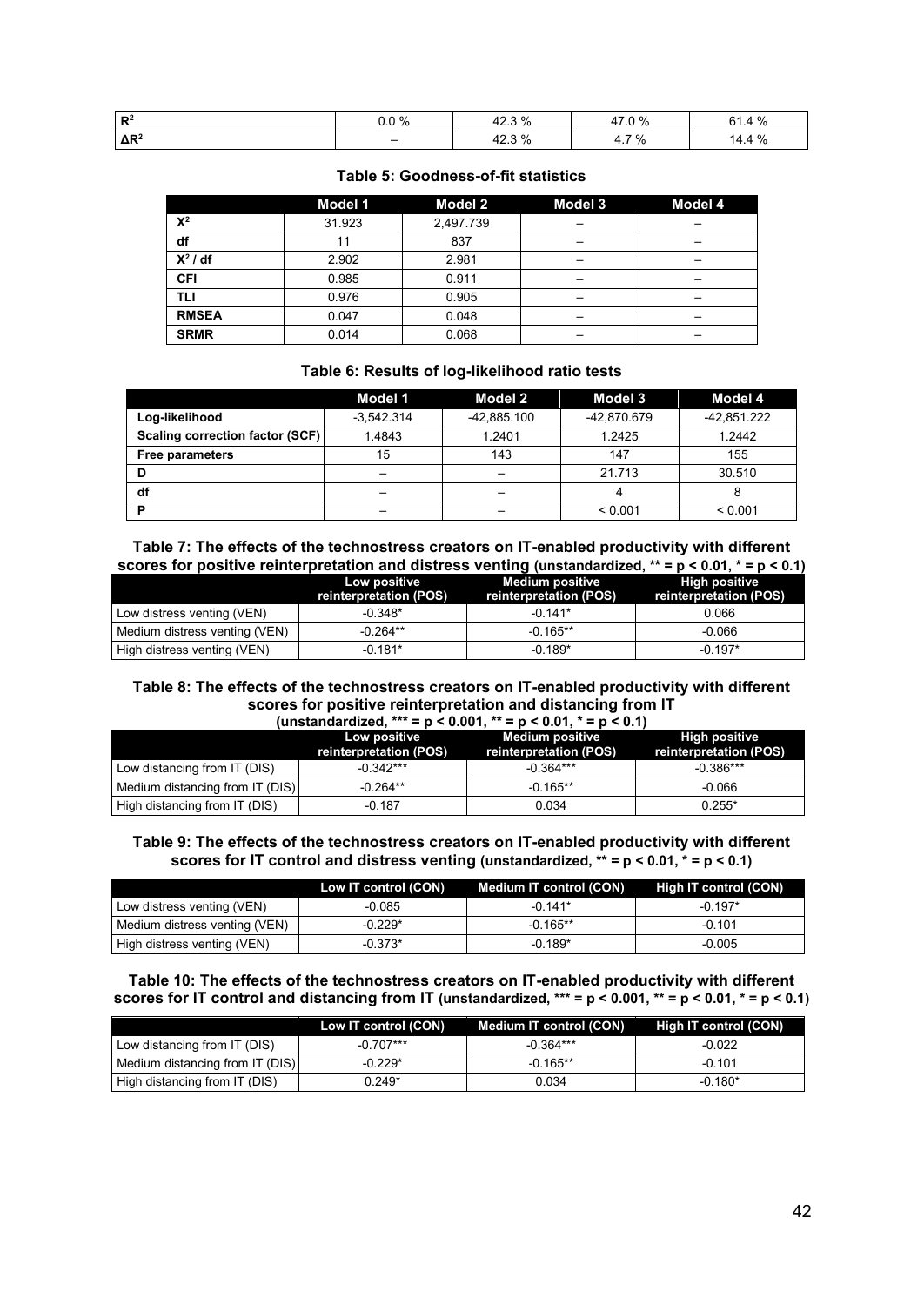| | | | | |
|---|---|---|---|---|
| $R^2$ | 0.0 % | 42.3 % | 47.0 % | 61.4 % |
| $\Delta R^2$ | – | 42.3 % | 4.7 % | 14.4 % |

**Table 5: Goodness-of-fit statistics**

| | Model 1 | Model 2 | Model 3 | Model 4 |
|---|---|---|---|---|
| $X^2$ | 31.923 | 2,497.739 | – | – |
| df | 11 | 837 | – | – |
| $X^2$ / df | 2.902 | 2.981 | – | – |
| CFI | 0.985 | 0.911 | – | – |
| TLI | 0.976 | 0.905 | – | – |
| RMSEA | 0.047 | 0.048 | – | – |
| SRMR | 0.014 | 0.068 | – | – |

**Table 6: Results of log-likelihood ratio tests**

| | Model 1 | Model 2 | Model 3 | Model 4 |
|---|---|---|---|---|
| Log-likelihood | -3,542.314 | -42,885.100 | -42,870.679 | -42,851.222 |
| Scaling correction factor (SCF) | 1.4843 | 1.2401 | 1.2425 | 1.2442 |
| Free parameters | 15 | 143 | 147 | 155 |
| D | – | – | 21.713 | 30.510 |
| df | – | – | 4 | 8 |
| P | – | – | < 0.001 | < 0.001 |

**Table 7: The effects of the technostress creators on IT-enabled productivity with different scores for positive reinterpretation and distress venting** (unstandardized, ** = $p < 0.01$, * = $p < 0.1$)

| | Low positive reinterpretation (POS) | Medium positive reinterpretation (POS) | High positive reinterpretation (POS) |
|---|---|---|---|
| Low distress venting (VEN) | -0.348* | -0.141* | 0.066 |
| Medium distress venting (VEN) | -0.264** | -0.165** | -0.066 |
| High distress venting (VEN) | -0.181* | -0.189* | -0.197* |

**Table 8: The effects of the technostress creators on IT-enabled productivity with different scores for positive reinterpretation and distancing from IT**
**(unstandardized, *** = $p < 0.001$, ** = $p < 0.01$, * = $p < 0.1$)**

| | Low positive reinterpretation (POS) | Medium positive reinterpretation (POS) | High positive reinterpretation (POS) |
|---|---|---|---|
| Low distancing from IT (DIS) | -0.342*** | -0.364*** | -0.386*** |
| Medium distancing from IT (DIS) | -0.264** | -0.165** | -0.066 |
| High distancing from IT (DIS) | -0.187 | 0.034 | 0.255* |

**Table 9: The effects of the technostress creators on IT-enabled productivity with different scores for IT control and distress venting** (unstandardized, ** = $p < 0.01$, * = $p < 0.1$)

| | Low IT control (CON) | Medium IT control (CON) | High IT control (CON) |
|---|---|---|---|
| Low distress venting (VEN) | -0.085 | -0.141* | -0.197* |
| Medium distress venting (VEN) | -0.229* | -0.165** | -0.101 |
| High distress venting (VEN) | -0.373* | -0.189* | -0.005 |

**Table 10: The effects of the technostress creators on IT-enabled productivity with different scores for IT control and distancing from IT** (unstandardized, *** = $p < 0.001$, ** = $p < 0.01$, * = $p < 0.1$)

| | Low IT control (CON) | Medium IT control (CON) | High IT control (CON) |
|---|---|---|---|
| Low distancing from IT (DIS) | -0.707*** | -0.364*** | -0.022 |
| Medium distancing from IT (DIS) | -0.229* | -0.165** | -0.101 |
| High distancing from IT (DIS) | 0.249* | 0.034 | -0.180* |